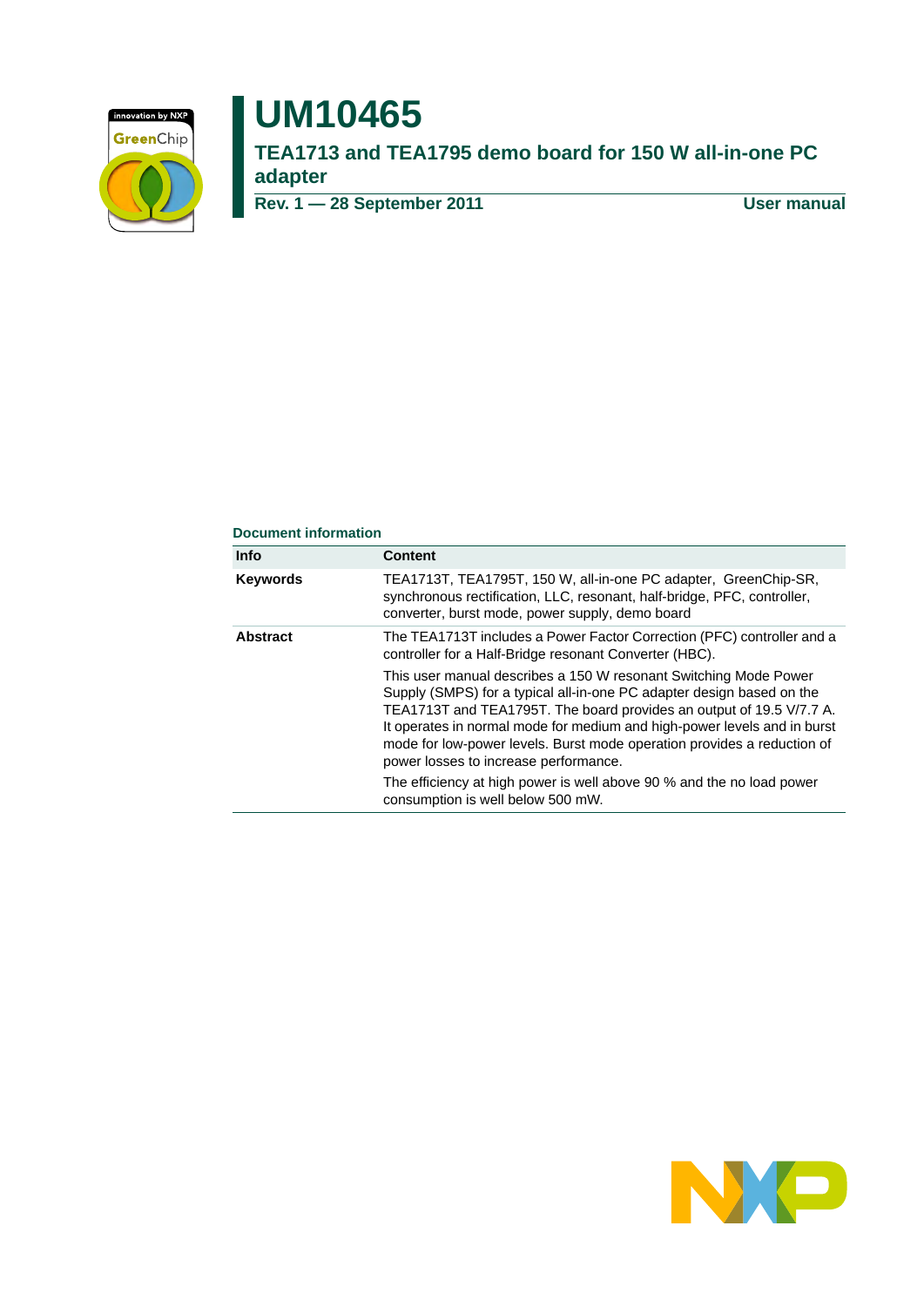# UM10465

## TEA1713 and TEA1795 demo board for 150 W all-in-one PC adapter

**Rev. 1 — 28 September 2011** **User manual**

### Document information

| Info | Content |
|---|---|
| **Keywords** | TEA1713T, TEA1795T, 150 W, all-in-one PC adapter, GreenChip-SR, synchronous rectification, LLC, resonant, half-bridge, PFC, controller, converter, burst mode, power supply, demo board |
| **Abstract** | The TEA1713T includes a Power Factor Correction (PFC) controller and a controller for a Half-Bridge resonant Converter (HBC).<br><br>This user manual describes a 150 W resonant Switching Mode Power Supply (SMPS) for a typical all-in-one PC adapter design based on the TEA1713T and TEA1795T. The board provides an output of 19.5 V/7.7 A. It operates in normal mode for medium and high-power levels and in burst mode for low-power levels. Burst mode operation provides a reduction of power losses to increase performance.<br><br>The efficiency at high power is well above 90 % and the no load power consumption is well below 500 mW. |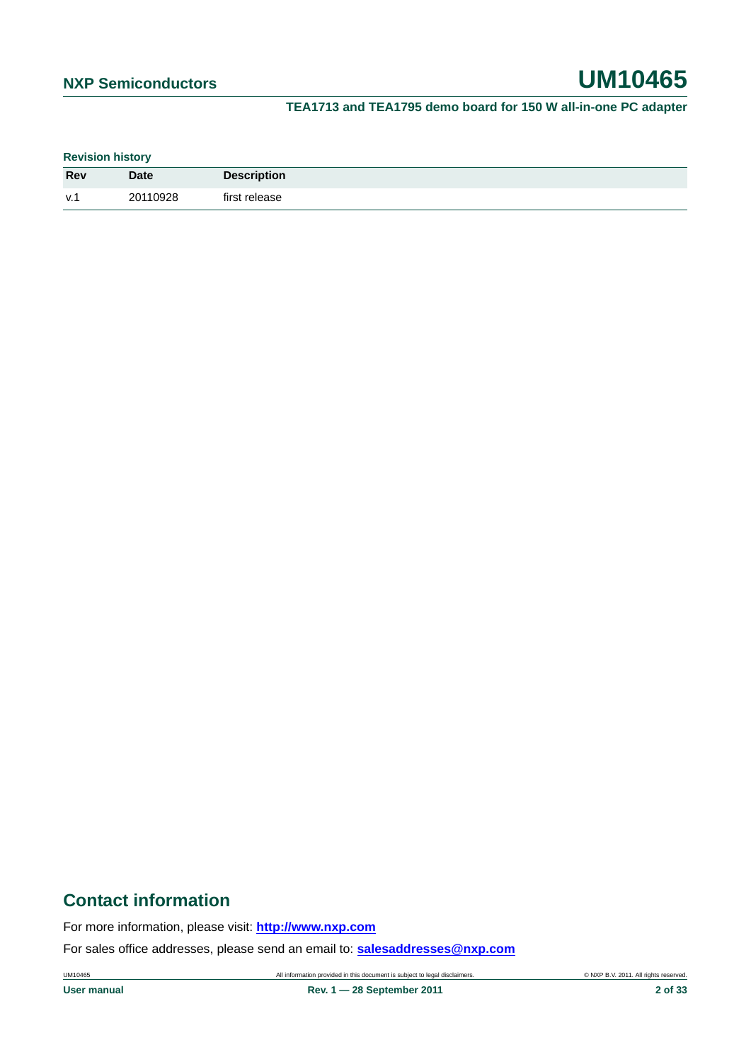**Revision history**

| Rev | Date | Description |
| --- | --- | --- |
| v.1 | 20110928 | first release |

## Contact information

For more information, please visit: **http://www.nxp.com**

For sales office addresses, please send an email to: **salesaddresses@nxp.com**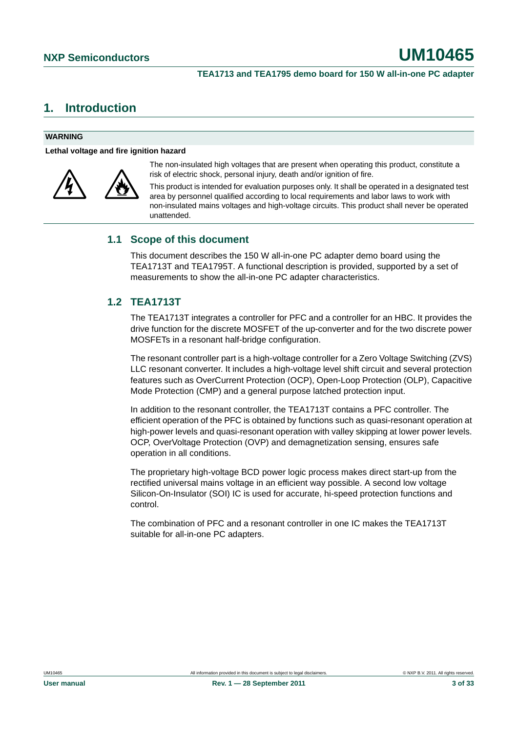# 1. Introduction

**WARNING**

**Lethal voltage and fire ignition hazard**

The non-insulated high voltages that are present when operating this product, constitute a risk of electric shock, personal injury, death and/or ignition of fire.

This product is intended for evaluation purposes only. It shall be operated in a designated test area by personnel qualified according to local requirements and labor laws to work with non-insulated mains voltages and high-voltage circuits. This product shall never be operated unattended.

## 1.1 Scope of this document

This document describes the 150 W all-in-one PC adapter demo board using the TEA1713T and TEA1795T. A functional description is provided, supported by a set of measurements to show the all-in-one PC adapter characteristics.

## 1.2 TEA1713T

The TEA1713T integrates a controller for PFC and a controller for an HBC. It provides the drive function for the discrete MOSFET of the up-converter and for the two discrete power MOSFETs in a resonant half-bridge configuration.

The resonant controller part is a high-voltage controller for a Zero Voltage Switching (ZVS) LLC resonant converter. It includes a high-voltage level shift circuit and several protection features such as OverCurrent Protection (OCP), Open-Loop Protection (OLP), Capacitive Mode Protection (CMP) and a general purpose latched protection input.

In addition to the resonant controller, the TEA1713T contains a PFC controller. The efficient operation of the PFC is obtained by functions such as quasi-resonant operation at high-power levels and quasi-resonant operation with valley skipping at lower power levels. OCP, OverVoltage Protection (OVP) and demagnetization sensing, ensures safe operation in all conditions.

The proprietary high-voltage BCD power logic process makes direct start-up from the rectified universal mains voltage in an efficient way possible. A second low voltage Silicon-On-Insulator (SOI) IC is used for accurate, hi-speed protection functions and control.

The combination of PFC and a resonant controller in one IC makes the TEA1713T suitable for all-in-one PC adapters.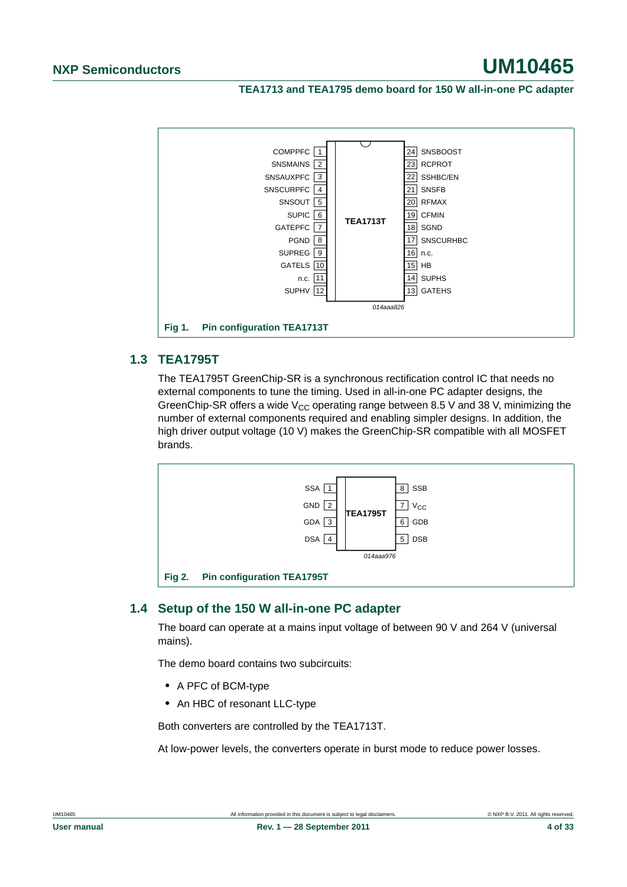COMPPFC 1
SNSMAINS 2
SNSAUXPFC 3
SNSCURPFC 4
SNSOUT 5
SUPIC 6
GATEPFC 7
PGND 8
SUPREG 9
GATELS 10
n.c. 11
SUPHV 12

TEA1713T

24 SNSBOOST
23 RCPROT
22 SSHBC/EN
21 SNSFB
20 RFMAX
19 CFMIN
18 SGND
17 SNSCURHBC
16 n.c.
15 HB
14 SUPHS
13 GATEHS

014aaa826

**Fig 1. Pin configuration TEA1713T**

## 1.3 TEA1795T

The TEA1795T GreenChip-SR is a synchronous rectification control IC that needs no external components to tune the timing. Used in all-in-one PC adapter designs, the GreenChip-SR offers a wide $V_{CC}$ operating range between 8.5 V and 38 V, minimizing the number of external components required and enabling simpler designs. In addition, the high driver output voltage (10 V) makes the GreenChip-SR compatible with all MOSFET brands.

SSA 1
GND 2
GDA 3
DSA 4

TEA1795T

8 SSB
7 $V_{CC}$
6 GDB
5 DSB

014aaa976

**Fig 2. Pin configuration TEA1795T**

## 1.4 Setup of the 150 W all-in-one PC adapter

The board can operate at a mains input voltage of between 90 V and 264 V (universal mains).

The demo board contains two subcircuits:

- A PFC of BCM-type
- An HBC of resonant LLC-type

Both converters are controlled by the TEA1713T.

At low-power levels, the converters operate in burst mode to reduce power losses.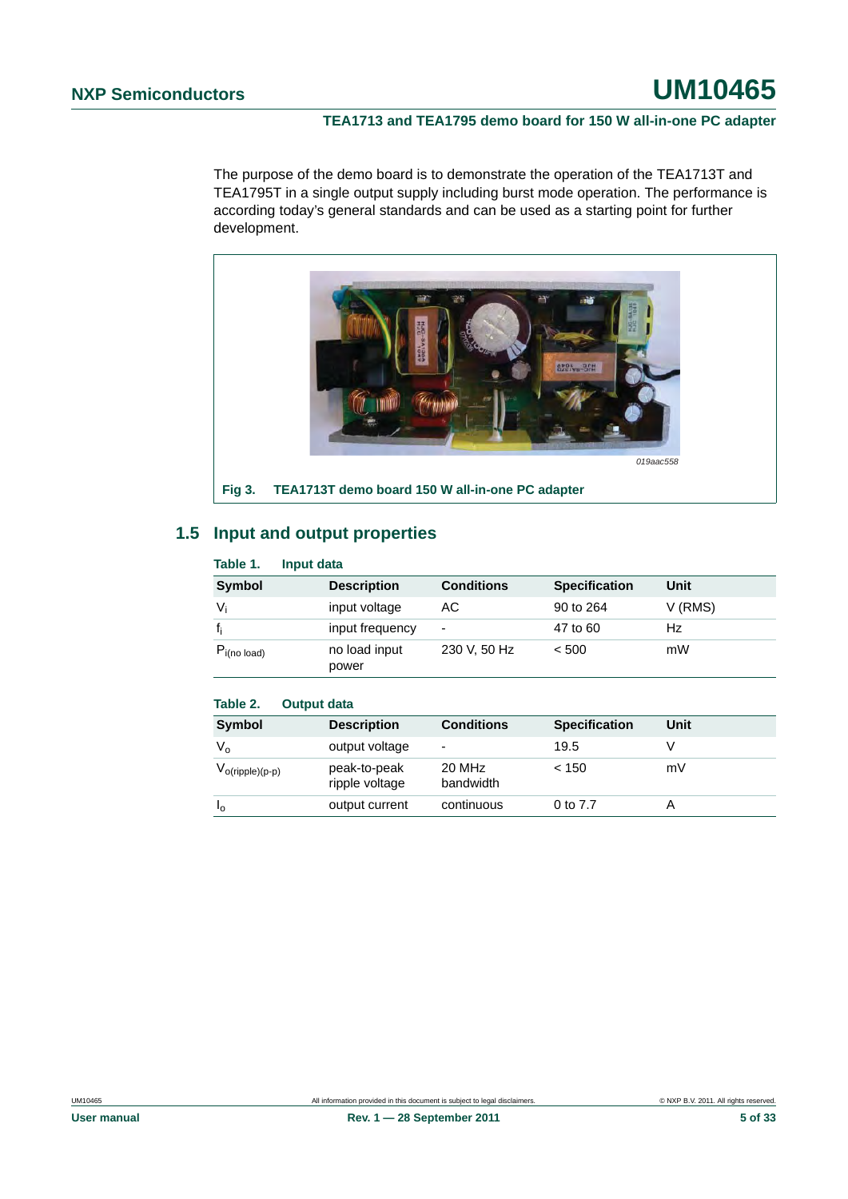The purpose of the demo board is to demonstrate the operation of the TEA1713T and TEA1795T in a single output supply including burst mode operation. The performance is according today's general standards and can be used as a starting point for further development.

019aac558

**Fig 3. TEA1713T demo board 150 W all-in-one PC adapter**

## 1.5 Input and output properties

**Table 1. Input data**

| Symbol | Description | Conditions | Specification | Unit |
|---|---|---|---|---|
| $V_i$ | input voltage | AC | 90 to 264 | V (RMS) |
| $f_i$ | input frequency | - | 47 to 60 | Hz |
| $P_{i(no\ load)}$ | no load input power | 230 V, 50 Hz | < 500 | mW |

**Table 2. Output data**

| Symbol | Description | Conditions | Specification | Unit |
|---|---|---|---|---|
| $V_o$ | output voltage | - | 19.5 | V |
| $V_{o(ripple)(p-p)}$ | peak-to-peak ripple voltage | 20 MHz bandwidth | < 150 | mV |
| $I_o$ | output current | continuous | 0 to 7.7 | A |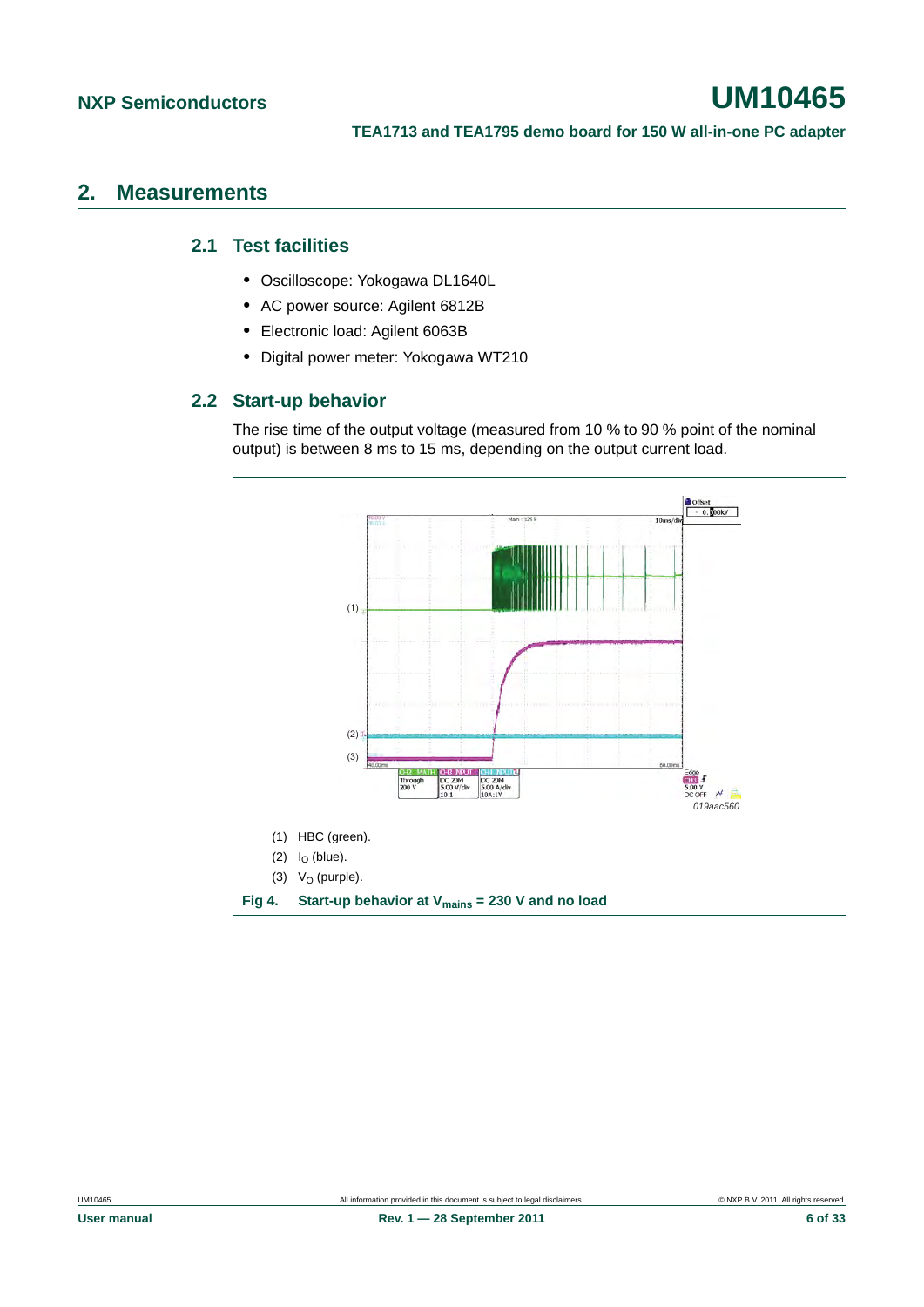# 2. Measurements

## 2.1 Test facilities

- Oscilloscope: Yokogawa DL1640L
- AC power source: Agilent 6812B
- Electronic load: Agilent 6063B
- Digital power meter: Yokogawa WT210

## 2.2 Start-up behavior

The rise time of the output voltage (measured from 10 % to 90 % point of the nominal output) is between 8 ms to 15 ms, depending on the output current load.

(1)

(2)

(3)

10ms/div

Offset

CH2 MATH Through 200 V

CH3 INPUT DC 20M 5.00 V/div 10:1

CH4 INPUT DC 20M 5.00 A/div 10A:1V

Edge CH3 5.00 V DC OFF

019aac560

(1) HBC (green).

(2) $I_O$ (blue).

(3) $V_O$ (purple).

**Fig 4. Start-up behavior at $V_{mains}$ = 230 V and no load**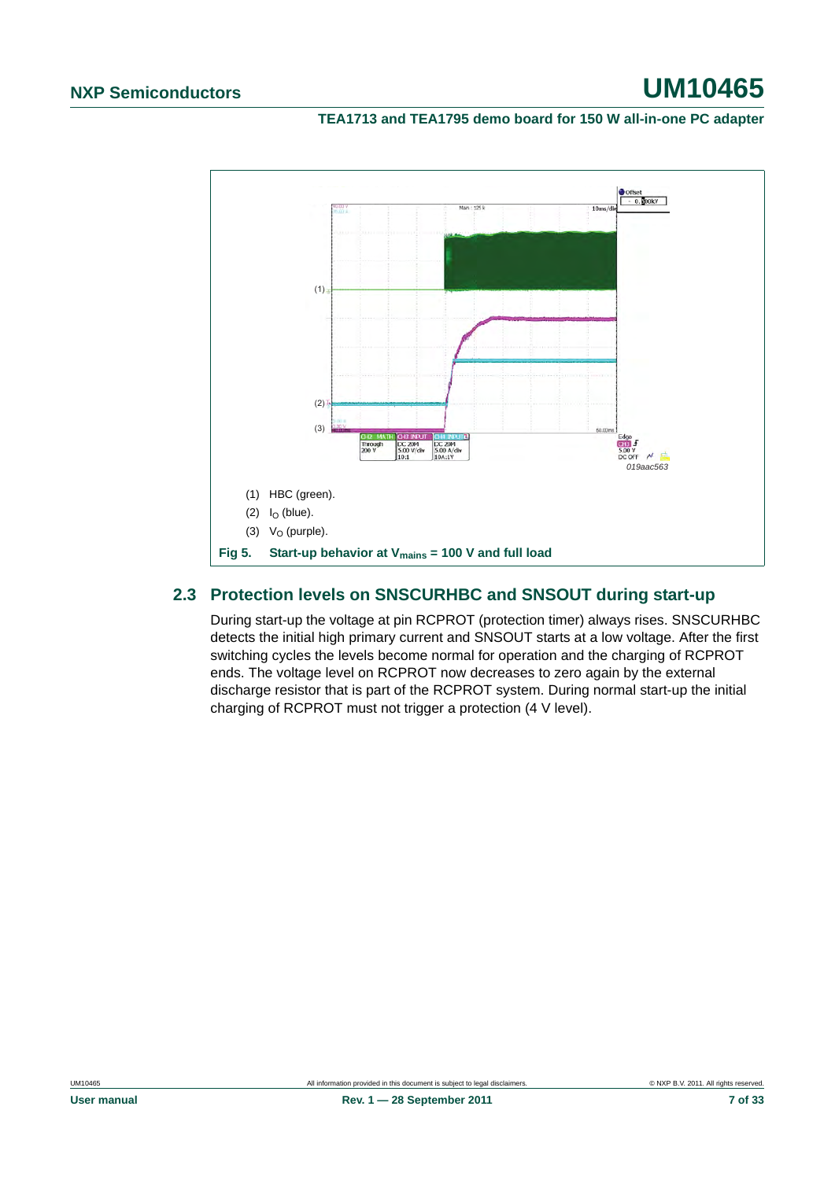Offset

- 0.500KV

Main : 125 k

10ms/div

(1)

(2)

(3)

50.00ms

CH2 MATH Through 200 V

CH3 INPUT DC 20M 5.00 V/div 10:1

CH1 INPUT DC 20M 5.00 A/div 10A:1V

Edge CH3 5.00 V DC OFF

019aac563

(1) HBC (green).

(2) $I_O$ (blue).

(3) $V_O$ (purple).

**Fig 5. Start-up behavior at $V_{mains}$ = 100 V and full load**

## 2.3 Protection levels on SNSCURHBC and SNSOUT during start-up

During start-up the voltage at pin RCPROT (protection timer) always rises. SNSCURHBC detects the initial high primary current and SNSOUT starts at a low voltage. After the first switching cycles the levels become normal for operation and the charging of RCPROT ends. The voltage level on RCPROT now decreases to zero again by the external discharge resistor that is part of the RCPROT system. During normal start-up the initial charging of RCPROT must not trigger a protection (4 V level).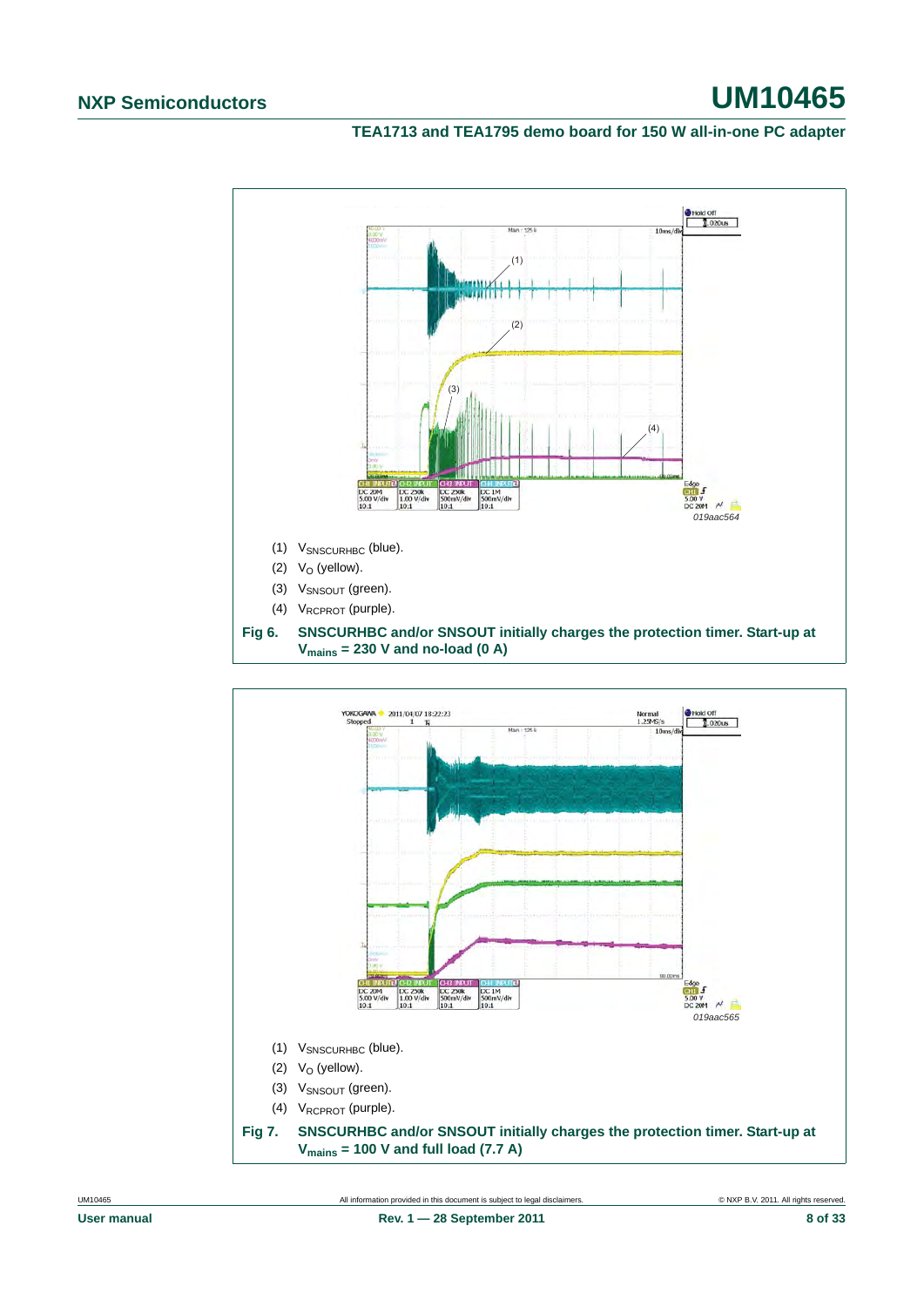(1)

(2)

(3)

(4)

019aac564

(1) $V_{SNSCURHBC}$ (blue).

(2) $V_O$ (yellow).

(3) $V_{SNSOUT}$ (green).

(4) $V_{RCPROT}$ (purple).

**Fig 6. SNSCURHBC and/or SNSOUT initially charges the protection timer. Start-up at $V_{mains}$ = 230 V and no-load (0 A)**

019aac565

(1) $V_{SNSCURHBC}$ (blue).

(2) $V_O$ (yellow).

(3) $V_{SNSOUT}$ (green).

(4) $V_{RCPROT}$ (purple).

**Fig 7. SNSCURHBC and/or SNSOUT initially charges the protection timer. Start-up at $V_{mains}$ = 100 V and full load (7.7 A)**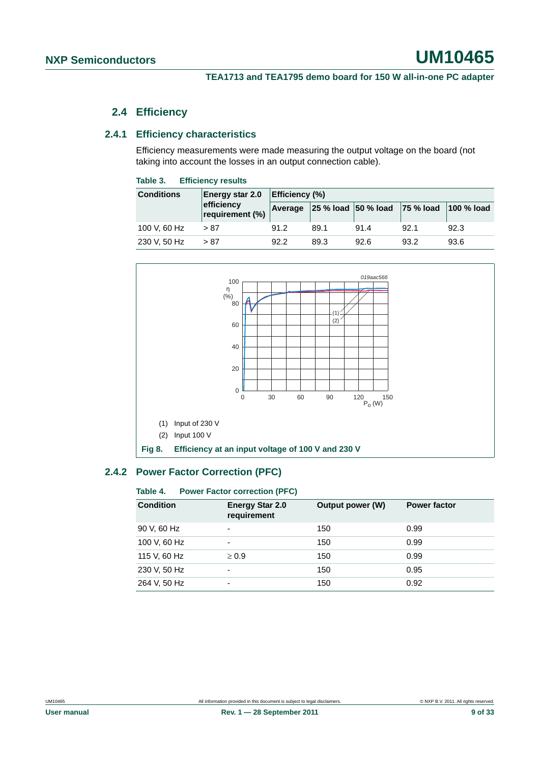## 2.4 Efficiency

### 2.4.1 Efficiency characteristics

Efficiency measurements were made measuring the output voltage on the board (not taking into account the losses in an output connection cable).

**Table 3. Efficiency results**

| Conditions | Energy star 2.0 efficiency requirement (%) | Efficiency (%) | | | | |
|---|---|---|---|---|---|---|
| | | Average | 25 % load | 50 % load | 75 % load | 100 % load |
| 100 V, 60 Hz | > 87 | 91.2 | 89.1 | 91.4 | 92.1 | 92.3 |
| 230 V, 50 Hz | > 87 | 92.2 | 89.3 | 92.6 | 93.2 | 93.6 |

019aac566

100
η
(%)
80
60
40
20
0
0
30
60
90
120
150
$P_o$ (W)
(1)
(2)

(1) Input of 230 V

(2) Input 100 V

**Fig 8. Efficiency at an input voltage of 100 V and 230 V**

### 2.4.2 Power Factor Correction (PFC)

**Table 4. Power Factor correction (PFC)**

| Condition | Energy Star 2.0 requirement | Output power (W) | Power factor |
|---|---|---|---|
| 90 V, 60 Hz | - | 150 | 0.99 |
| 100 V, 60 Hz | - | 150 | 0.99 |
| 115 V, 60 Hz | $\geq$ 0.9 | 150 | 0.99 |
| 230 V, 50 Hz | - | 150 | 0.95 |
| 264 V, 50 Hz | - | 150 | 0.92 |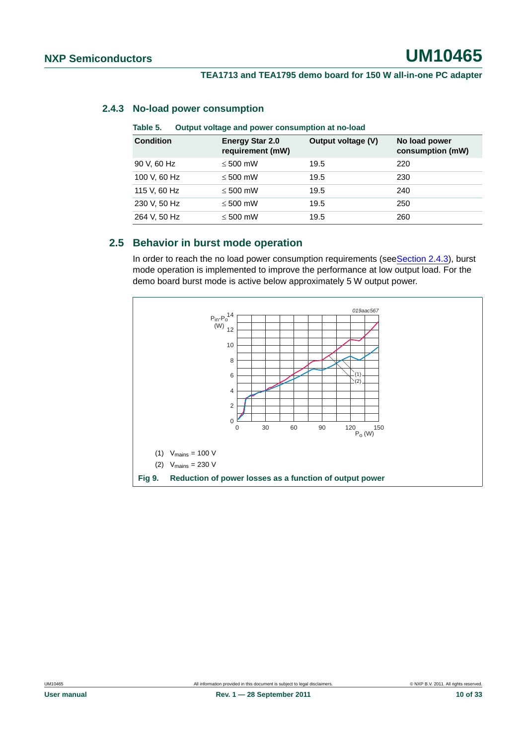### 2.4.3 No-load power consumption

**Table 5. Output voltage and power consumption at no-load**

| Condition | Energy Star 2.0 requirement (mW) | Output voltage (V) | No load power consumption (mW) |
|---|---|---|---|
| 90 V, 60 Hz | ≤ 500 mW | 19.5 | 220 |
| 100 V, 60 Hz | ≤ 500 mW | 19.5 | 230 |
| 115 V, 60 Hz | ≤ 500 mW | 19.5 | 240 |
| 230 V, 50 Hz | ≤ 500 mW | 19.5 | 250 |
| 264 V, 50 Hz | ≤ 500 mW | 19.5 | 260 |

## 2.5 Behavior in burst mode operation

In order to reach the no load power consumption requirements (seeSection 2.4.3), burst mode operation is implemented to improve the performance at low output load. For the demo board burst mode is active below approximately 5 W output power.

019aac567

$P_{in}$-$P_o$ (W)

14
12
10
8
6
4
2
0

0
30
60
90
120
150

$P_o$ (W)

(1)
(2)

(1) $V_{mains}$ = 100 V

(2) $V_{mains}$ = 230 V

**Fig 9. Reduction of power losses as a function of output power**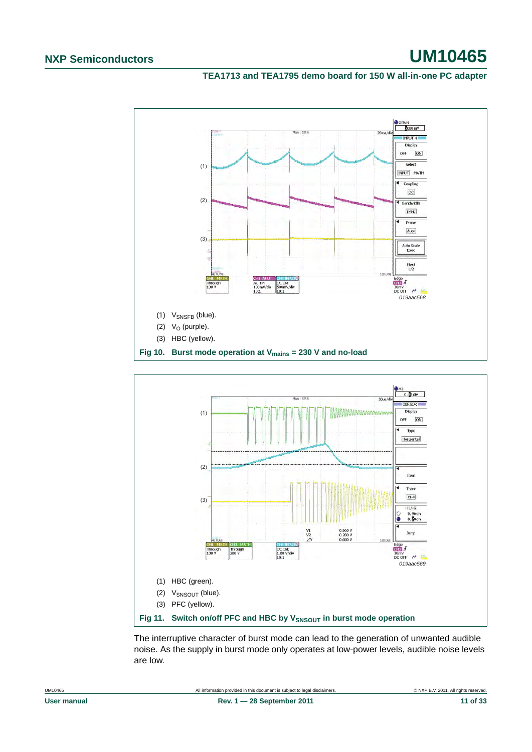(1)

(2)

(3)

019aac568

(1) $V_{SNSFB}$ (blue).

(2) $V_O$ (purple).

(3) HBC (yellow).

**Fig 10. Burst mode operation at $V_{mains}$ = 230 V and no-load**

(1)

(2)

(3)

V1 0.560 V

V2 0.280 V

ΔV 0.080 V

019aac569

(1) HBC (green).

(2) $V_{SNSOUT}$ (blue).

(3) PFC (yellow).

**Fig 11. Switch on/off PFC and HBC by $V_{SNSOUT}$ in burst mode operation**

The interruptive character of burst mode can lead to the generation of unwanted audible noise. As the supply in burst mode only operates at low-power levels, audible noise levels are low.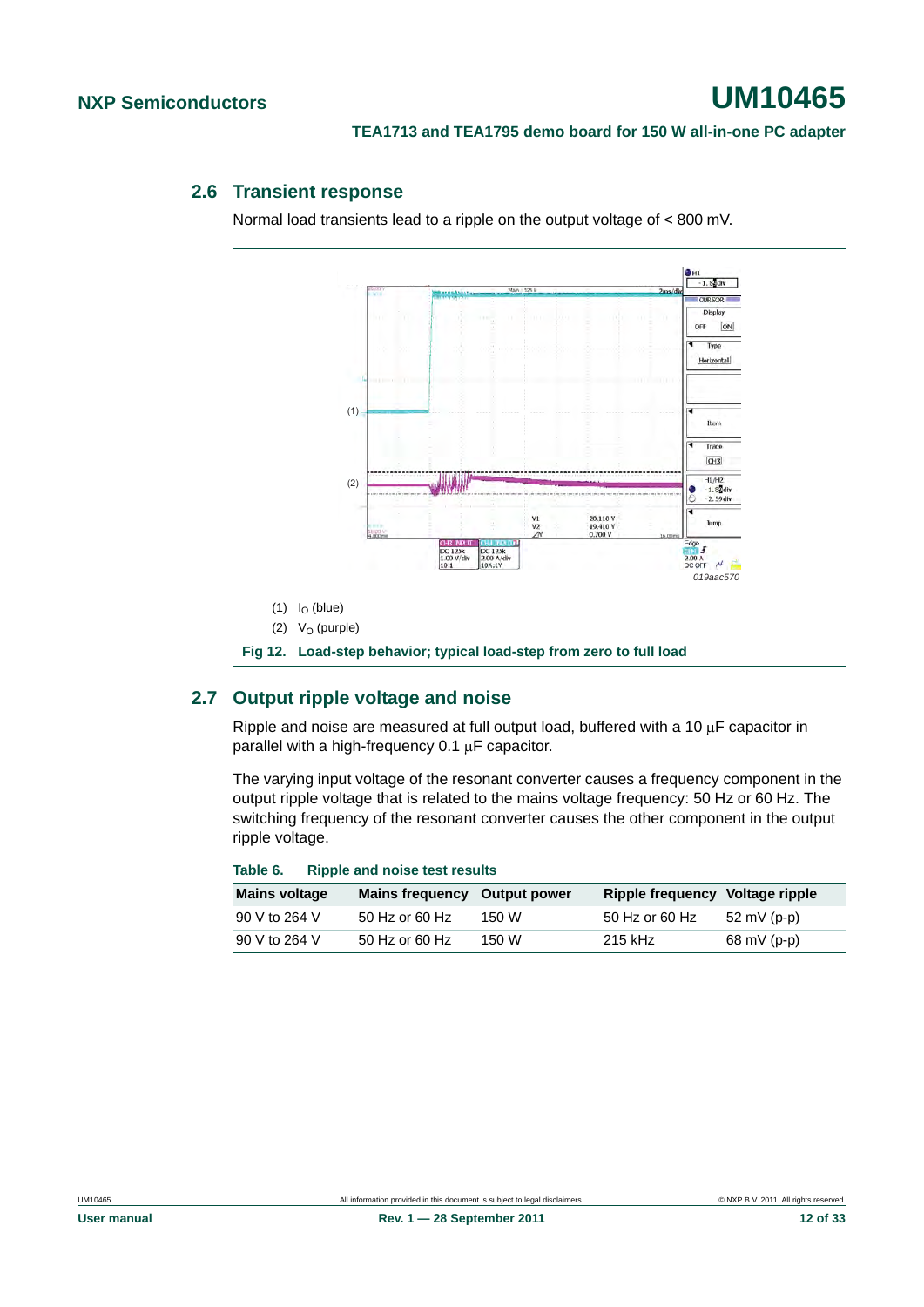## 2.6 Transient response

Normal load transients lead to a ripple on the output voltage of < 800 mV.

(1)

(2)

V1 20.110 V
V2 19.410 V
ΔV 0.700 V

019aac570

(1) $I_O$ (blue)

(2) $V_O$ (purple)

**Fig 12. Load-step behavior; typical load-step from zero to full load**

## 2.7 Output ripple voltage and noise

Ripple and noise are measured at full output load, buffered with a 10 μF capacitor in parallel with a high-frequency 0.1 μF capacitor.

The varying input voltage of the resonant converter causes a frequency component in the output ripple voltage that is related to the mains voltage frequency: 50 Hz or 60 Hz. The switching frequency of the resonant converter causes the other component in the output ripple voltage.

**Table 6. Ripple and noise test results**

| Mains voltage | Mains frequency | Output power | Ripple frequency | Voltage ripple |
|---|---|---|---|---|
| 90 V to 264 V | 50 Hz or 60 Hz | 150 W | 50 Hz or 60 Hz | 52 mV (p-p) |
| 90 V to 264 V | 50 Hz or 60 Hz | 150 W | 215 kHz | 68 mV (p-p) |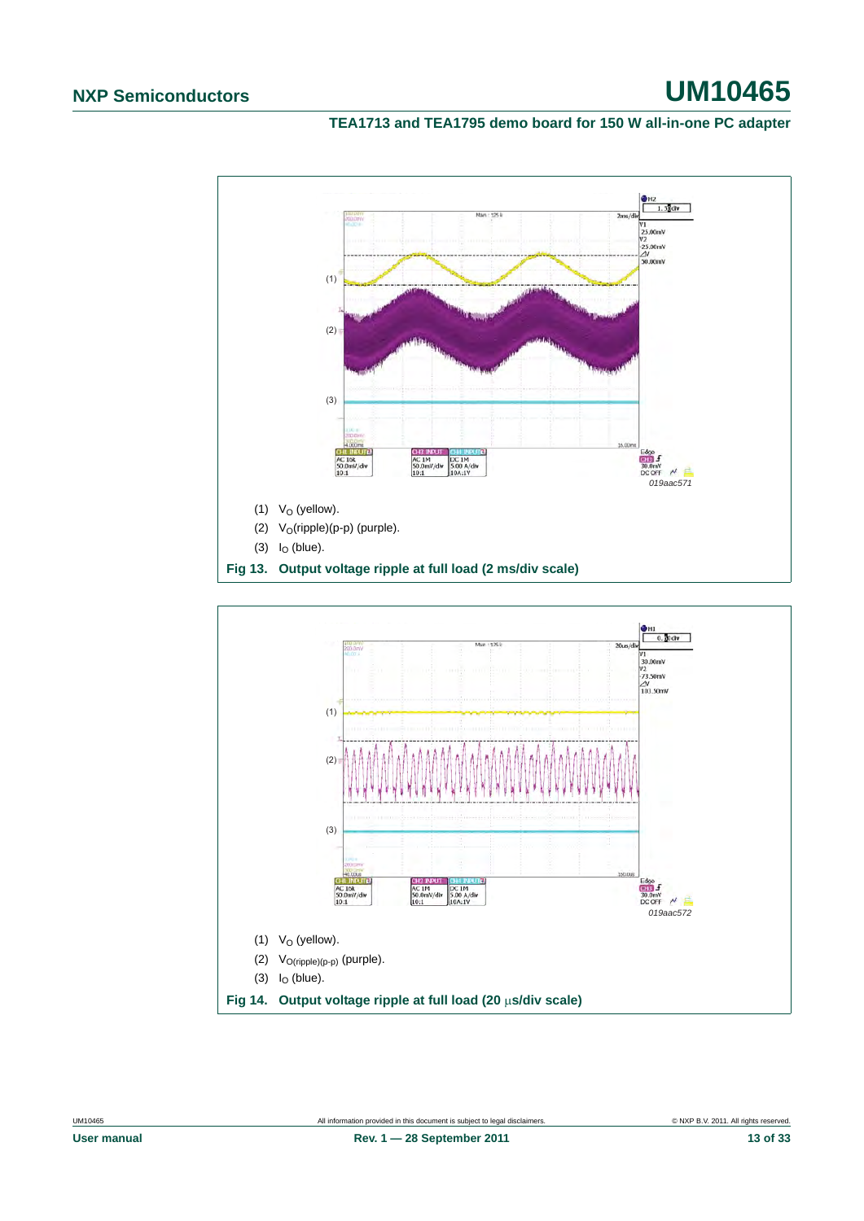(1) $V_O$ (yellow).

(2) $V_O$(ripple)(p-p) (purple).

(3) $I_O$ (blue).

**Fig 13. Output voltage ripple at full load (2 ms/div scale)**

(1) $V_O$ (yellow).

(2) $V_{O(ripple)(p-p)}$ (purple).

(3) $I_O$ (blue).

**Fig 14. Output voltage ripple at full load (20 μs/div scale)**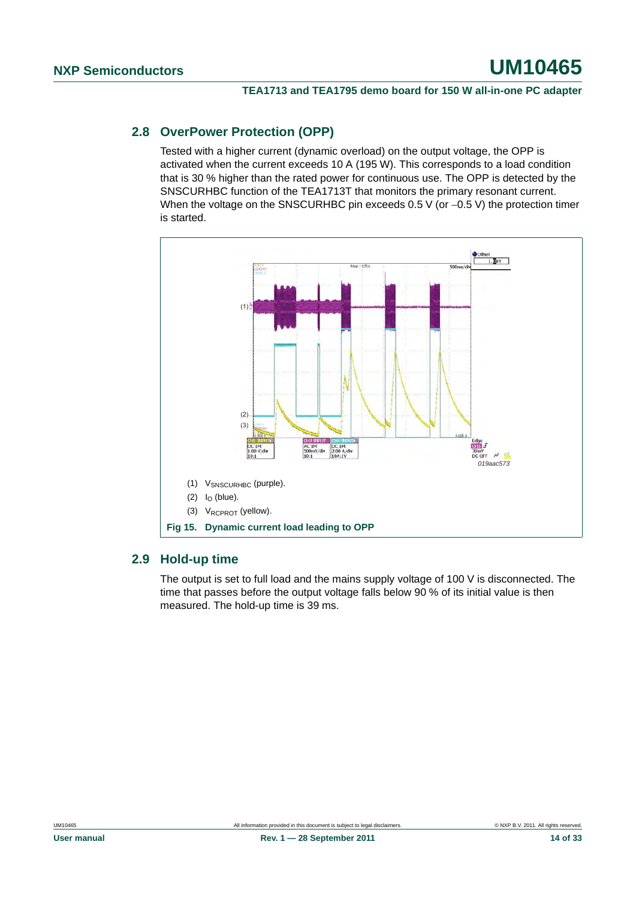## 2.8 OverPower Protection (OPP)

Tested with a higher current (dynamic overload) on the output voltage, the OPP is activated when the current exceeds 10 A (195 W). This corresponds to a load condition that is 30 % higher than the rated power for continuous use. The OPP is detected by the SNSCURHBC function of the TEA1713T that monitors the primary resonant current. When the voltage on the SNSCURHBC pin exceeds 0.5 V (or −0.5 V) the protection timer is started.

(1)

(2)

(3)

500ms/div

Offset

CH1 INPUT
DC 1M
1.00 V/div
10:1

CH3 INPUT
AC 1M
500mV/div
10:1

CH4 INPUT
DC 1M
2.00 A/div
10A:1V

Edge
CH3
30mV
DC OFF

019aac573

(1) $V_{SNSCURHBC}$ (purple).

(2) $I_O$ (blue).

(3) $V_{RCPROT}$ (yellow).

**Fig 15. Dynamic current load leading to OPP**

## 2.9 Hold-up time

The output is set to full load and the mains supply voltage of 100 V is disconnected. The time that passes before the output voltage falls below 90 % of its initial value is then measured. The hold-up time is 39 ms.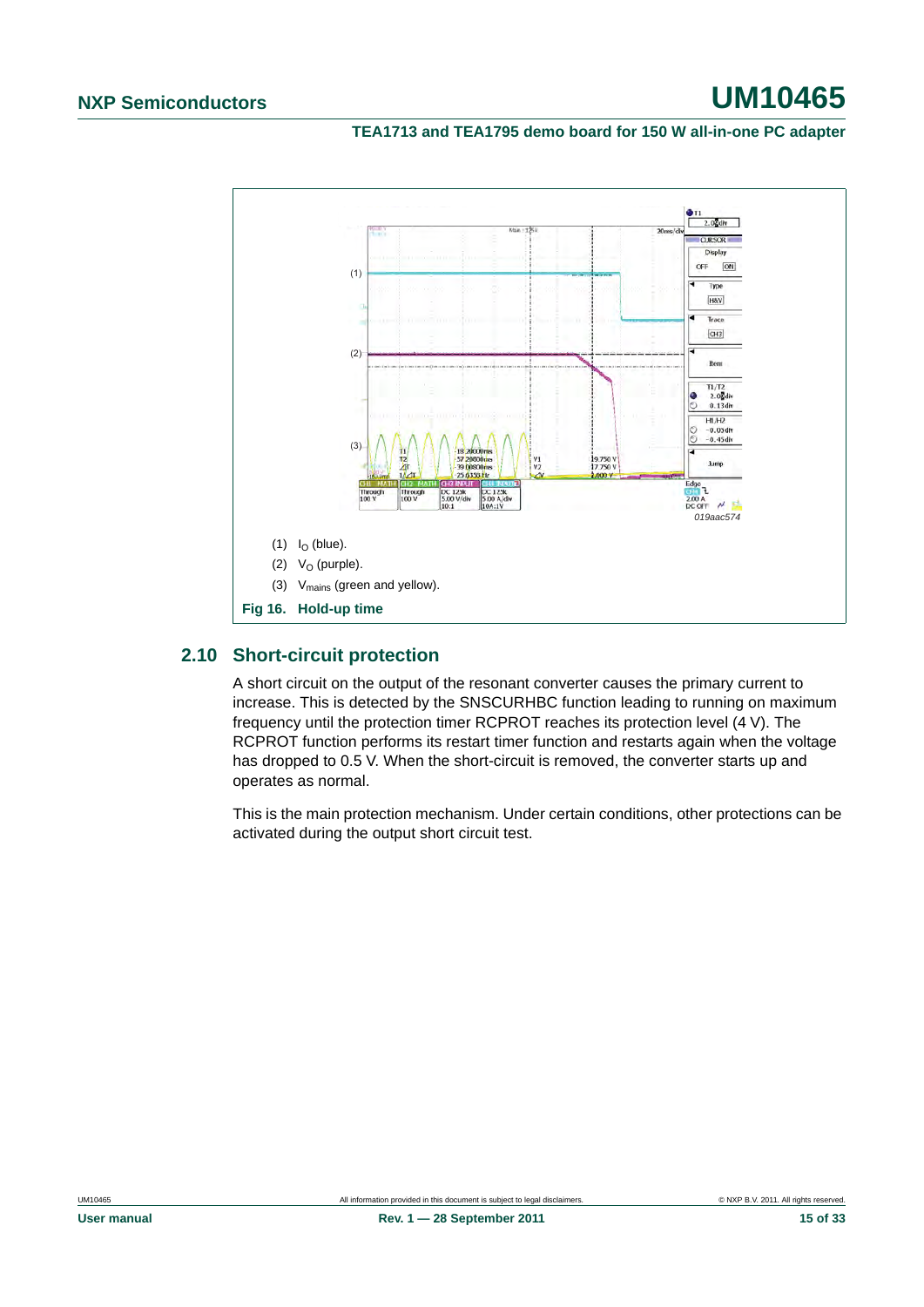(1) $I_O$ (blue).

(2) $V_O$ (purple).

(3) $V_{mains}$ (green and yellow).

**Fig 16. Hold-up time**

## 2.10 Short-circuit protection

A short circuit on the output of the resonant converter causes the primary current to increase. This is detected by the SNSCURHBC function leading to running on maximum frequency until the protection timer RCPROT reaches its protection level (4 V). The RCPROT function performs its restart timer function and restarts again when the voltage has dropped to 0.5 V. When the short-circuit is removed, the converter starts up and operates as normal.

This is the main protection mechanism. Under certain conditions, other protections can be activated during the output short circuit test.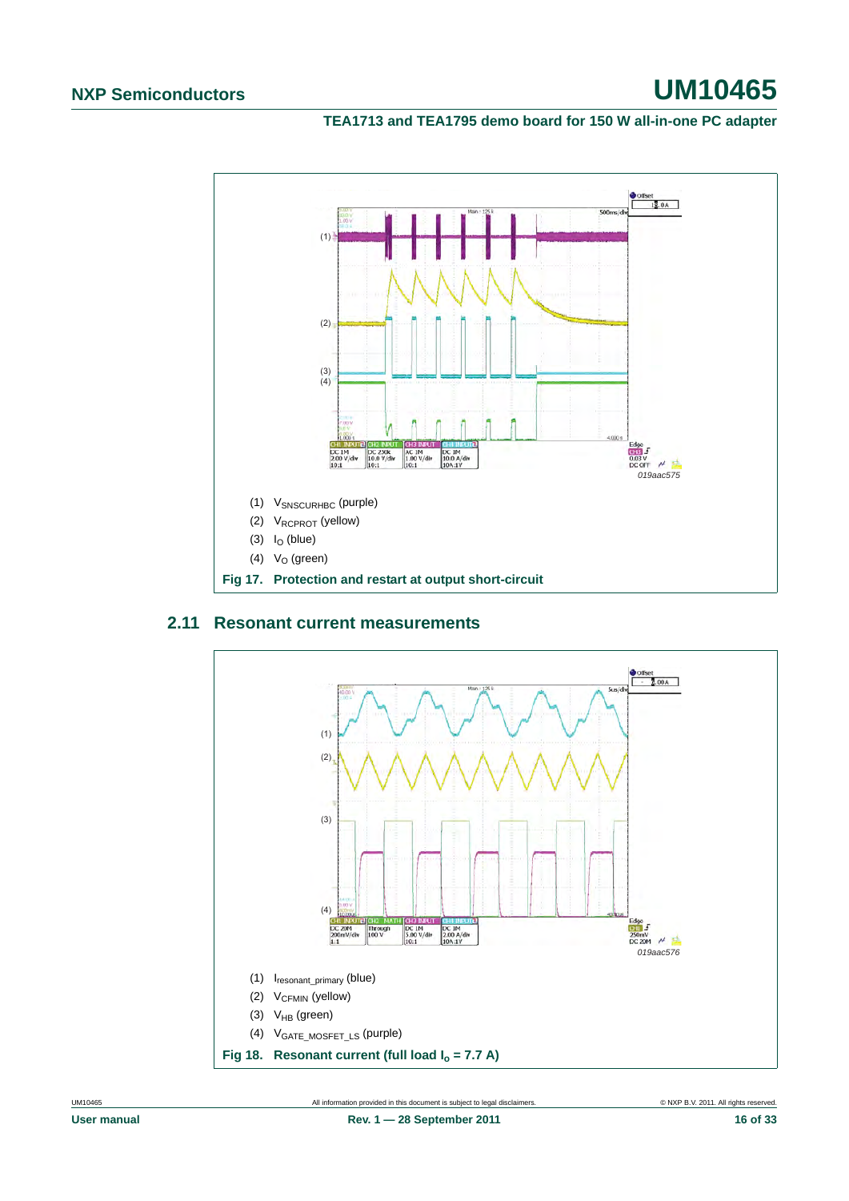(1) $V_{SNSCURHBC}$ (purple)

(2) $V_{RCPROT}$ (yellow)

(3) $I_O$ (blue)

(4) $V_O$ (green)

**Fig 17. Protection and restart at output short-circuit**

## 2.11 Resonant current measurements

(1) $I_{resonant\_primary}$ (blue)

(2) $V_{CFMIN}$ (yellow)

(3) $V_{HB}$ (green)

(4) $V_{GATE\_MOSFET\_LS}$ (purple)

**Fig 18. Resonant current (full load $I_o$ = 7.7 A)**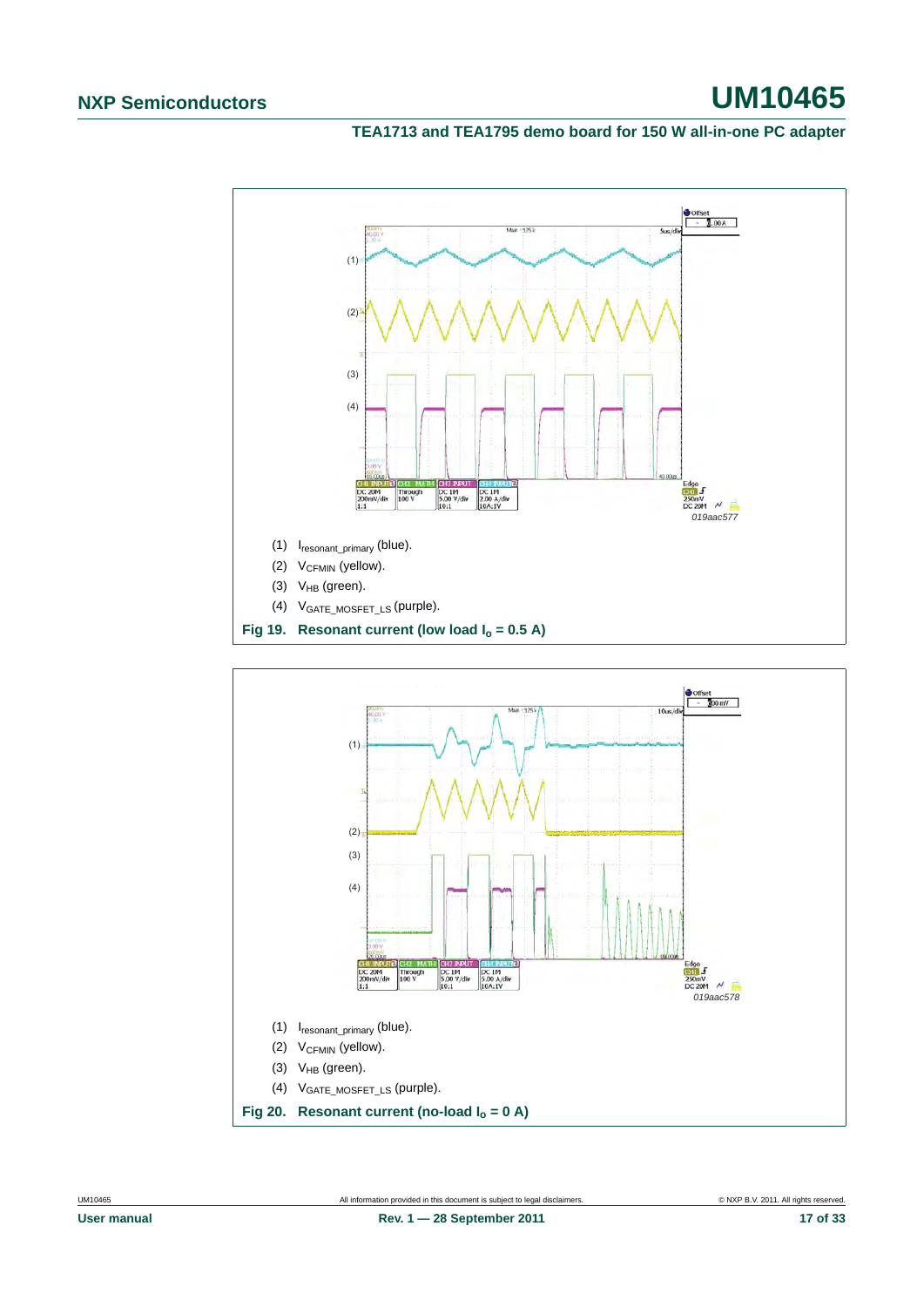(1)

(2)

(3)

(4)

Main : 125 k

5us/div

Offset

2.00 A

40.00 V

40.00us

CH1 INPUT | CH2 MATH | CH3 INPUT | CH4 INPUT

DC 20M 200mV/div 1:1 | Through 100 V | DC 1M 5.00 V/div 10:1 | DC 1M 2.00 A/div 10A:1V

Edge CH1 250mV DC 20M

019aac577

(1) $I_{resonant\_primary}$ (blue).

(2) $V_{CFMIN}$ (yellow).

(3) $V_{HB}$ (green).

(4) $V_{GATE\_MOSFET\_LS}$ (purple).

**Fig 19. Resonant current (low load $I_o$ = 0.5 A)**

(1)

(2)

(3)

(4)

Main : 125 k

10us/div

Offset

200 mV

CH1 INPUT | CH2 MATH | CH3 INPUT | CH4 INPUT

DC 20M 200mV/div 1:1 | Through 100 V | DC 1M 5.00 V/div 10:1 | DC 1M 5.00 A/div 10A:1V

Edge CH1 250mV DC 20M

019aac578

(1) $I_{resonant\_primary}$ (blue).

(2) $V_{CFMIN}$ (yellow).

(3) $V_{HB}$ (green).

(4) $V_{GATE\_MOSFET\_LS}$ (purple).

**Fig 20. Resonant current (no-load $I_o$ = 0 A)**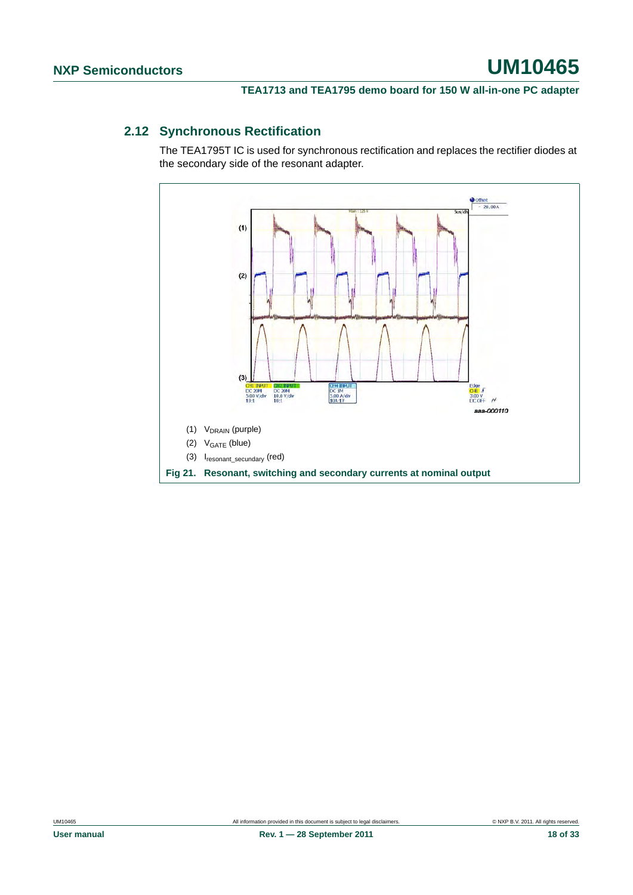## 2.12 Synchronous Rectification

The TEA1795T IC is used for synchronous rectification and replaces the rectifier diodes at the secondary side of the resonant adapter.

(1)

(2)

(3)

Offset
- 20.00 A

Main : 125 k

5us/div

CH1 INPUT
DC 20M
5.00 V/div
10:1

CH2 INPUT
DC 20M
10.0 V/div
10:1

CH4 INPUT
DC 1M
5.00 A/div
10A:1V

Edge
CH1
3.00 V
DC OFF

aaa-000110

(1) $V_{DRAIN}$ (purple)

(2) $V_{GATE}$ (blue)

(3) $I_{resonant\_secundary}$ (red)

**Fig 21. Resonant, switching and secondary currents at nominal output**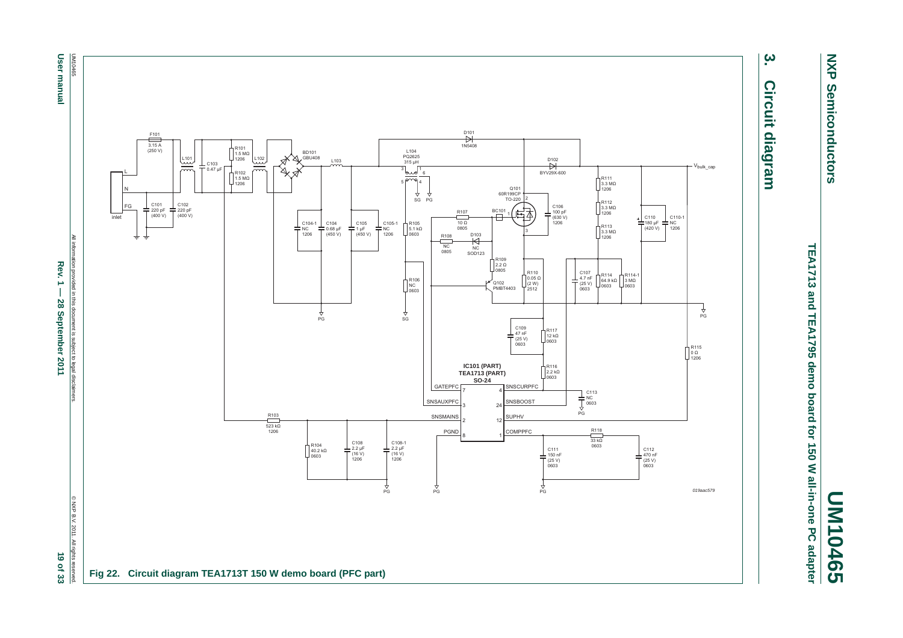## 3. Circuit diagram

**Fig 22. Circuit diagram TEA1713T 150 W demo board (PFC part)**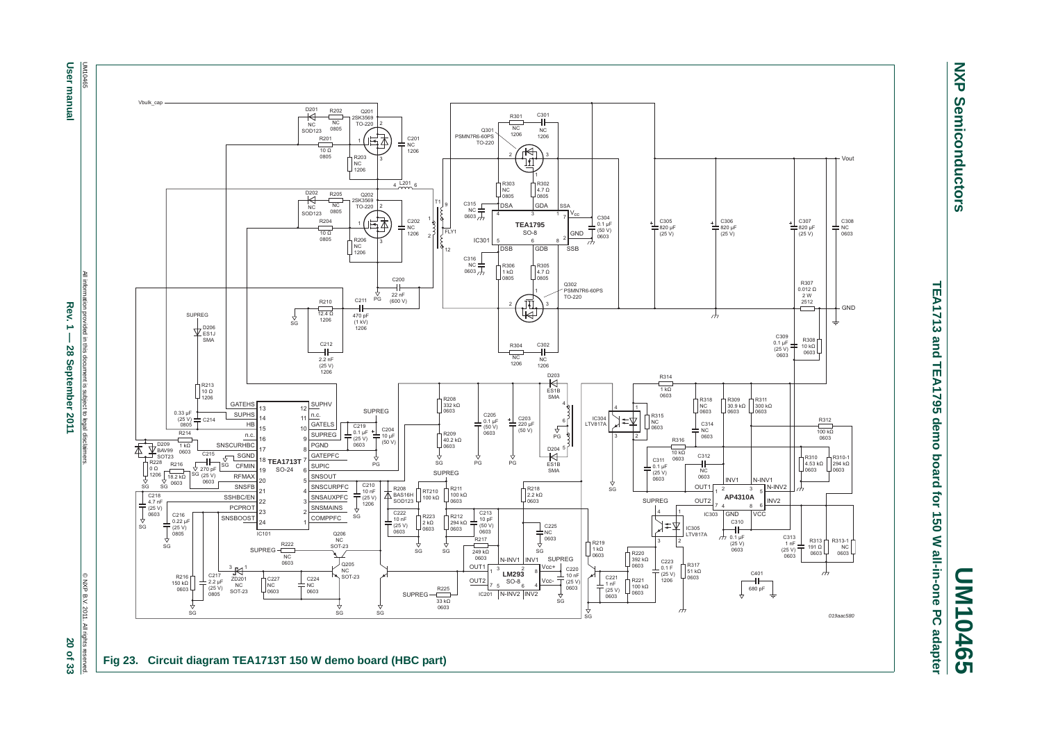Fig 23. Circuit diagram TEA1713T 150 W demo board (HBC part)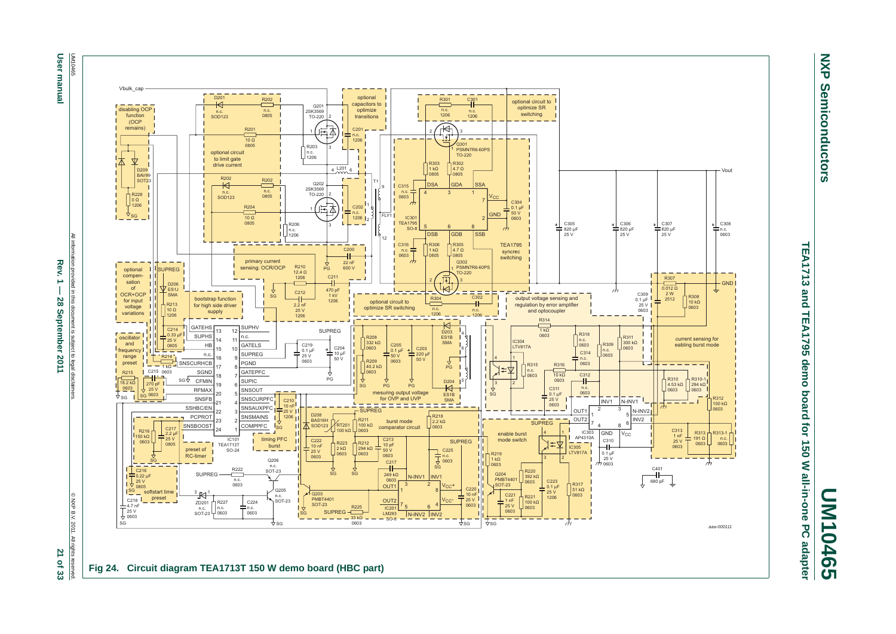Fig 24. Circuit diagram TEA1713T 150 W demo board (HBC part)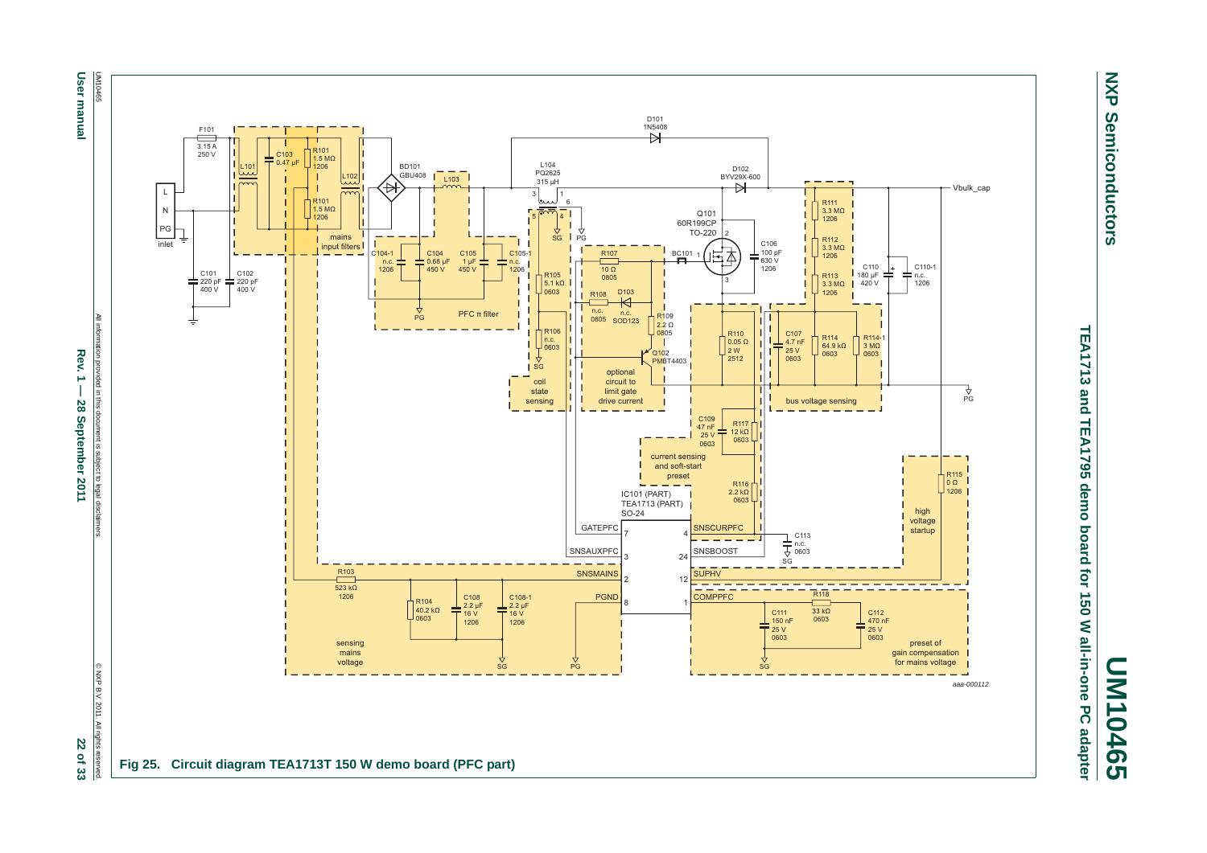F101
3.15 A
250 V

L
N
PG
inlet

L101
C103
0.47 μF
R101
1.5 MΩ
1206
R101
1.5 MΩ
1206
L102
mains input filters

C101
220 pF
400 V
C102
220 pF
400 V

BD101
GBU408
L103

C104-1
n.c.
1206
C104
0.68 μF
450 V
C105
1 μF
450 V
C105-1
n.c.
1206
PG
PFC π filter

L104
PQ2625
315 μH
3
1
5
4
6
SG
PG

R105
5.1 kΩ
0603
R106
n.c.
0603
SG
coil state sensing

D101
1N5408

R107
10 Ω
0805
R108
n.c.
0805
D103
n.c.
SOD123
R109
2.2 Ω
0805
Q102
PMBT4403
optional circuit to limit gate drive current

BC101
Q101
60R199CP
TO-220
1
2
3

D102
BYV29X-600
C106
100 pF
630 V
1206

R110
0.05 Ω
2 W
2512

C109
47 nF
25 V
0603
R117
12 kΩ
0603
current sensing and soft-start preset
R116
2.2 kΩ
0603

R111
3.3 MΩ
1206
R112
3.3 MΩ
1206
R113
3.3 MΩ
1206
C107
4.7 nF
25 V
0603
R114
64.9 kΩ
0603
R114-1
3 MΩ
0603
bus voltage sensing

C110
180 μF
420 V
C110-1
n.c.
1206
Vbulk_cap
PG

R115
0 Ω
1206
high voltage startup

IC101 (PART)
TEA1713 (PART)
SO-24
GATEPFC 7
SNSAUXPFC 3
SNSMAINS 2
PGND 8
4 SNSCURPFC
24 SNSBOOST
12 SUPHV
1 COMPPFC

C113
n.c.
0603
SG

R103
523 kΩ
1206
R104
40.2 kΩ
0603
C108
2.2 μF
16 V
1206
C108-1
2.2 μF
16 V
1206
sensing mains voltage
SG
PG

R118
33 kΩ
0603
C111
150 nF
25 V
0603
C112
470 nF
25 V
0603
SG
preset of gain compensation for mains voltage

aaa-000112

**Fig 25. Circuit diagram TEA1713T 150 W demo board (PFC part)**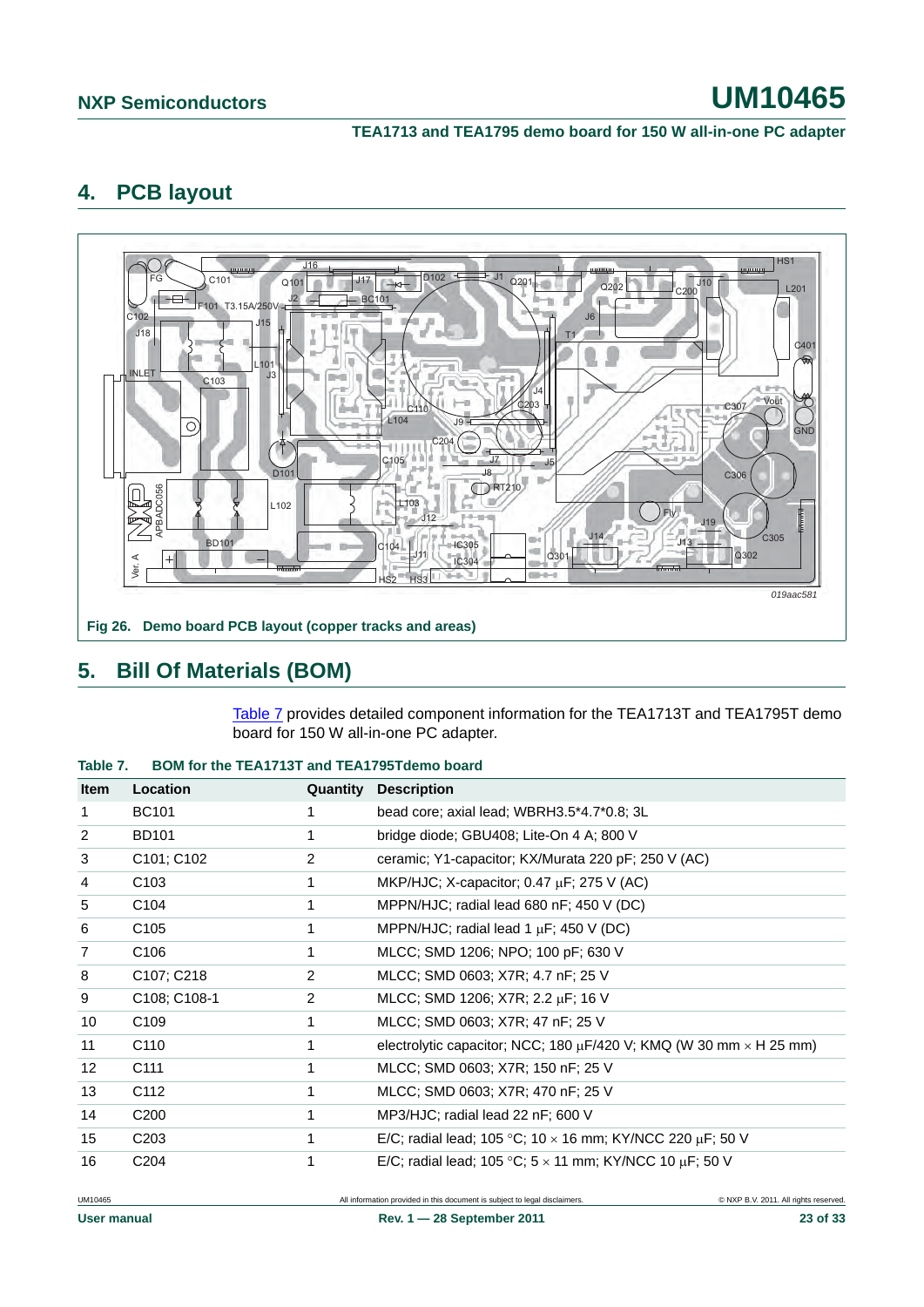## 4. PCB layout

019aac581

Fig 26. Demo board PCB layout (copper tracks and areas)

## 5. Bill Of Materials (BOM)

Table 7 provides detailed component information for the TEA1713T and TEA1795T demo board for 150 W all-in-one PC adapter.

**Table 7. BOM for the TEA1713T and TEA1795Tdemo board**

| Item | Location | Quantity | Description |
|---|---|---|---|
| 1 | BC101 | 1 | bead core; axial lead; WBRH3.5*4.7*0.8; 3L |
| 2 | BD101 | 1 | bridge diode; GBU408; Lite-On 4 A; 800 V |
| 3 | C101; C102 | 2 | ceramic; Y1-capacitor; KX/Murata 220 pF; 250 V (AC) |
| 4 | C103 | 1 | MKP/HJC; X-capacitor; 0.47 μF; 275 V (AC) |
| 5 | C104 | 1 | MPPN/HJC; radial lead 680 nF; 450 V (DC) |
| 6 | C105 | 1 | MPPN/HJC; radial lead 1 μF; 450 V (DC) |
| 7 | C106 | 1 | MLCC; SMD 1206; NPO; 100 pF; 630 V |
| 8 | C107; C218 | 2 | MLCC; SMD 0603; X7R; 4.7 nF; 25 V |
| 9 | C108; C108-1 | 2 | MLCC; SMD 1206; X7R; 2.2 μF; 16 V |
| 10 | C109 | 1 | MLCC; SMD 0603; X7R; 47 nF; 25 V |
| 11 | C110 | 1 | electrolytic capacitor; NCC; 180 μF/420 V; KMQ (W 30 mm × H 25 mm) |
| 12 | C111 | 1 | MLCC; SMD 0603; X7R; 150 nF; 25 V |
| 13 | C112 | 1 | MLCC; SMD 0603; X7R; 470 nF; 25 V |
| 14 | C200 | 1 | MP3/HJC; radial lead 22 nF; 600 V |
| 15 | C203 | 1 | E/C; radial lead; 105 °C; 10 × 16 mm; KY/NCC 220 μF; 50 V |
| 16 | C204 | 1 | E/C; radial lead; 105 °C; 5 × 11 mm; KY/NCC 10 μF; 50 V |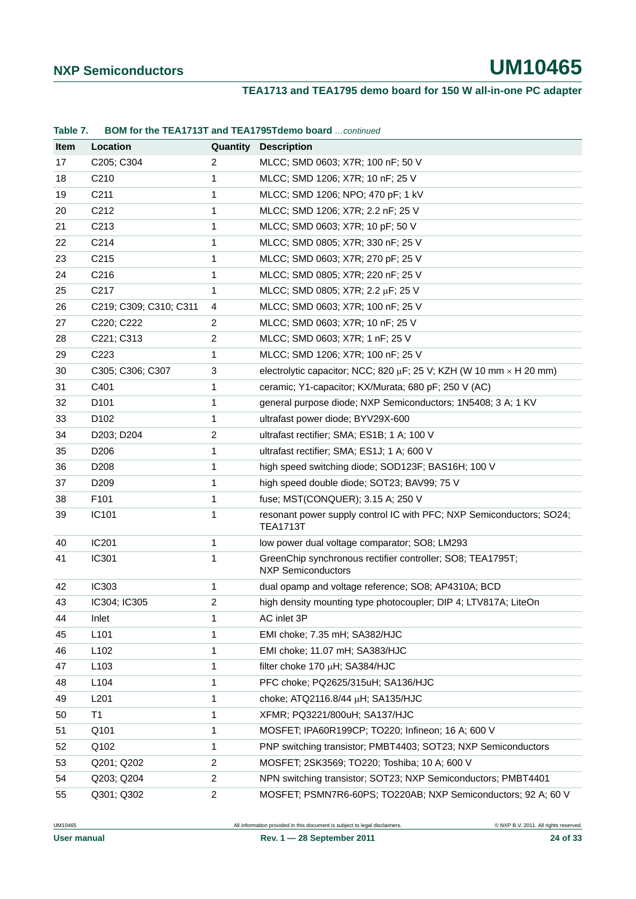**Table 7. BOM for the TEA1713T and TEA1795Tdemo board** *...continued*

| Item | Location | Quantity | Description |
|---|---|---|---|
| 17 | C205; C304 | 2 | MLCC; SMD 0603; X7R; 100 nF; 50 V |
| 18 | C210 | 1 | MLCC; SMD 1206; X7R; 10 nF; 25 V |
| 19 | C211 | 1 | MLCC; SMD 1206; NPO; 470 pF; 1 kV |
| 20 | C212 | 1 | MLCC; SMD 1206; X7R; 2.2 nF; 25 V |
| 21 | C213 | 1 | MLCC; SMD 0603; X7R; 10 pF; 50 V |
| 22 | C214 | 1 | MLCC; SMD 0805; X7R; 330 nF; 25 V |
| 23 | C215 | 1 | MLCC; SMD 0603; X7R; 270 pF; 25 V |
| 24 | C216 | 1 | MLCC; SMD 0805; X7R; 220 nF; 25 V |
| 25 | C217 | 1 | MLCC; SMD 0805; X7R; 2.2 μF; 25 V |
| 26 | C219; C309; C310; C311 | 4 | MLCC; SMD 0603; X7R; 100 nF; 25 V |
| 27 | C220; C222 | 2 | MLCC; SMD 0603; X7R; 10 nF; 25 V |
| 28 | C221; C313 | 2 | MLCC; SMD 0603; X7R; 1 nF; 25 V |
| 29 | C223 | 1 | MLCC; SMD 1206; X7R; 100 nF; 25 V |
| 30 | C305; C306; C307 | 3 | electrolytic capacitor; NCC; 820 μF; 25 V; KZH (W 10 mm × H 20 mm) |
| 31 | C401 | 1 | ceramic; Y1-capacitor; KX/Murata; 680 pF; 250 V (AC) |
| 32 | D101 | 1 | general purpose diode; NXP Semiconductors; 1N5408; 3 A; 1 KV |
| 33 | D102 | 1 | ultrafast power diode; BYV29X-600 |
| 34 | D203; D204 | 2 | ultrafast rectifier; SMA; ES1B; 1 A; 100 V |
| 35 | D206 | 1 | ultrafast rectifier; SMA; ES1J; 1 A; 600 V |
| 36 | D208 | 1 | high speed switching diode; SOD123F; BAS16H; 100 V |
| 37 | D209 | 1 | high speed double diode; SOT23; BAV99; 75 V |
| 38 | F101 | 1 | fuse; MST(CONQUER); 3.15 A; 250 V |
| 39 | IC101 | 1 | resonant power supply control IC with PFC; NXP Semiconductors; SO24; TEA1713T |
| 40 | IC201 | 1 | low power dual voltage comparator; SO8; LM293 |
| 41 | IC301 | 1 | GreenChip synchronous rectifier controller; SO8; TEA1795T; NXP Semiconductors |
| 42 | IC303 | 1 | dual opamp and voltage reference; SO8; AP4310A; BCD |
| 43 | IC304; IC305 | 2 | high density mounting type photocoupler; DIP 4; LTV817A; LiteOn |
| 44 | Inlet | 1 | AC inlet 3P |
| 45 | L101 | 1 | EMI choke; 7.35 mH; SA382/HJC |
| 46 | L102 | 1 | EMI choke; 11.07 mH; SA383/HJC |
| 47 | L103 | 1 | filter choke 170 μH; SA384/HJC |
| 48 | L104 | 1 | PFC choke; PQ2625/315uH; SA136/HJC |
| 49 | L201 | 1 | choke; ATQ2116.8/44 μH; SA135/HJC |
| 50 | T1 | 1 | XFMR; PQ3221/800uH; SA137/HJC |
| 51 | Q101 | 1 | MOSFET; IPA60R199CP; TO220; Infineon; 16 A; 600 V |
| 52 | Q102 | 1 | PNP switching transistor; PMBT4403; SOT23; NXP Semiconductors |
| 53 | Q201; Q202 | 2 | MOSFET; 2SK3569; TO220; Toshiba; 10 A; 600 V |
| 54 | Q203; Q204 | 2 | NPN switching transistor; SOT23; NXP Semiconductors; PMBT4401 |
| 55 | Q301; Q302 | 2 | MOSFET; PSMN7R6-60PS; TO220AB; NXP Semiconductors; 92 A; 60 V |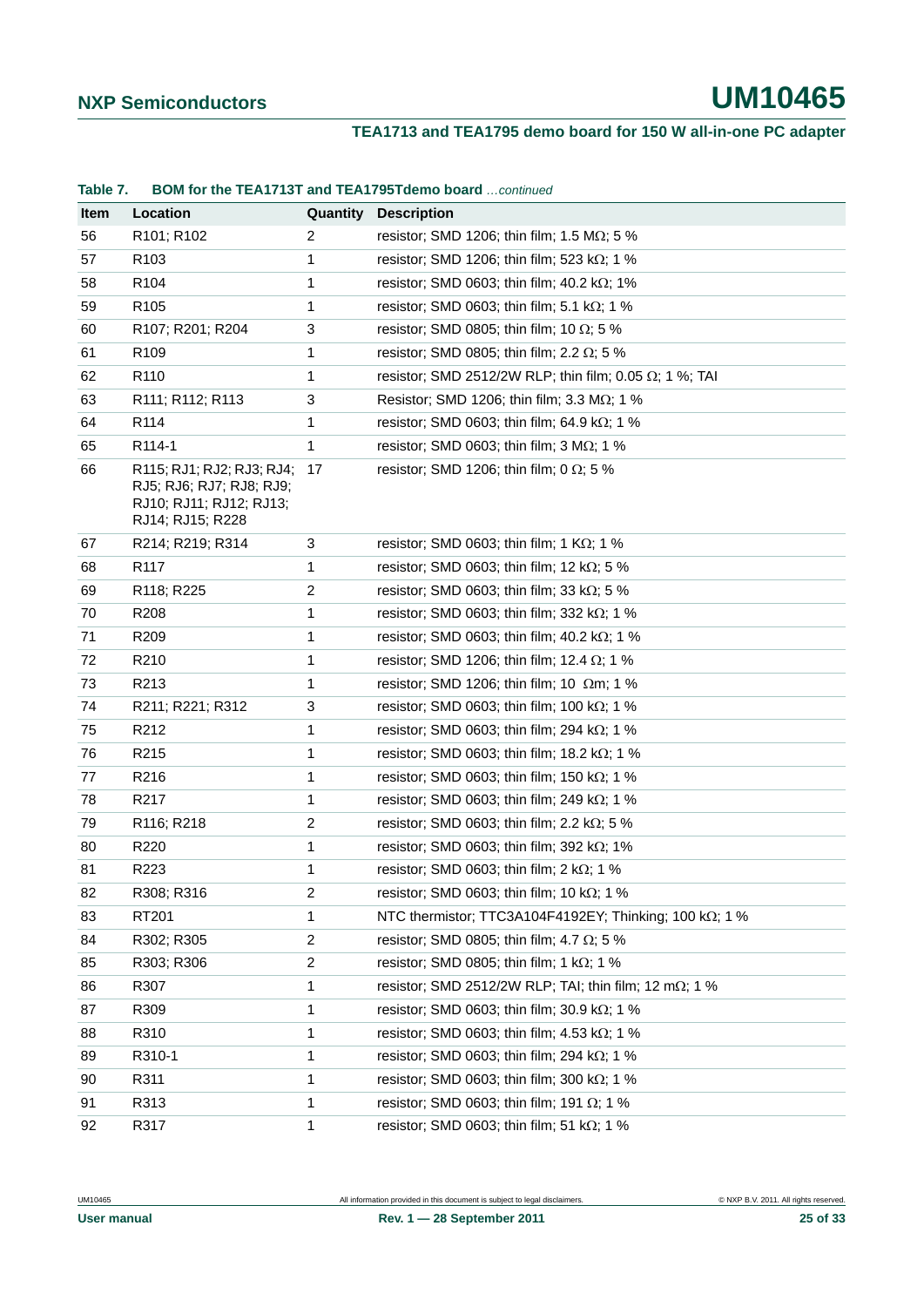**Table 7. BOM for the TEA1713T and TEA1795Tdemo board** *...continued*

| Item | Location | Quantity | Description |
|---|---|---|---|
| 56 | R101; R102 | 2 | resistor; SMD 1206; thin film; 1.5 MΩ; 5 % |
| 57 | R103 | 1 | resistor; SMD 1206; thin film; 523 kΩ; 1 % |
| 58 | R104 | 1 | resistor; SMD 0603; thin film; 40.2 kΩ; 1% |
| 59 | R105 | 1 | resistor; SMD 0603; thin film; 5.1 kΩ; 1 % |
| 60 | R107; R201; R204 | 3 | resistor; SMD 0805; thin film; 10 Ω; 5 % |
| 61 | R109 | 1 | resistor; SMD 0805; thin film; 2.2 Ω; 5 % |
| 62 | R110 | 1 | resistor; SMD 2512/2W RLP; thin film; 0.05 Ω; 1 %; TAI |
| 63 | R111; R112; R113 | 3 | Resistor; SMD 1206; thin film; 3.3 MΩ; 1 % |
| 64 | R114 | 1 | resistor; SMD 0603; thin film; 64.9 kΩ; 1 % |
| 65 | R114-1 | 1 | resistor; SMD 0603; thin film; 3 MΩ; 1 % |
| 66 | R115; RJ1; RJ2; RJ3; RJ4; RJ5; RJ6; RJ7; RJ8; RJ9; RJ10; RJ11; RJ12; RJ13; RJ14; RJ15; R228 | 17 | resistor; SMD 1206; thin film; 0 Ω; 5 % |
| 67 | R214; R219; R314 | 3 | resistor; SMD 0603; thin film; 1 KΩ; 1 % |
| 68 | R117 | 1 | resistor; SMD 0603; thin film; 12 kΩ; 5 % |
| 69 | R118; R225 | 2 | resistor; SMD 0603; thin film; 33 kΩ; 5 % |
| 70 | R208 | 1 | resistor; SMD 0603; thin film; 332 kΩ; 1 % |
| 71 | R209 | 1 | resistor; SMD 0603; thin film; 40.2 kΩ; 1 % |
| 72 | R210 | 1 | resistor; SMD 1206; thin film; 12.4 Ω; 1 % |
| 73 | R213 | 1 | resistor; SMD 1206; thin film; 10 Ωm; 1 % |
| 74 | R211; R221; R312 | 3 | resistor; SMD 0603; thin film; 100 kΩ; 1 % |
| 75 | R212 | 1 | resistor; SMD 0603; thin film; 294 kΩ; 1 % |
| 76 | R215 | 1 | resistor; SMD 0603; thin film; 18.2 kΩ; 1 % |
| 77 | R216 | 1 | resistor; SMD 0603; thin film; 150 kΩ; 1 % |
| 78 | R217 | 1 | resistor; SMD 0603; thin film; 249 kΩ; 1 % |
| 79 | R116; R218 | 2 | resistor; SMD 0603; thin film; 2.2 kΩ; 5 % |
| 80 | R220 | 1 | resistor; SMD 0603; thin film; 392 kΩ; 1% |
| 81 | R223 | 1 | resistor; SMD 0603; thin film; 2 kΩ; 1 % |
| 82 | R308; R316 | 2 | resistor; SMD 0603; thin film; 10 kΩ; 1 % |
| 83 | RT201 | 1 | NTC thermistor; TTC3A104F4192EY; Thinking; 100 kΩ; 1 % |
| 84 | R302; R305 | 2 | resistor; SMD 0805; thin film; 4.7 Ω; 5 % |
| 85 | R303; R306 | 2 | resistor; SMD 0805; thin film; 1 kΩ; 1 % |
| 86 | R307 | 1 | resistor; SMD 2512/2W RLP; TAI; thin film; 12 mΩ; 1 % |
| 87 | R309 | 1 | resistor; SMD 0603; thin film; 30.9 kΩ; 1 % |
| 88 | R310 | 1 | resistor; SMD 0603; thin film; 4.53 kΩ; 1 % |
| 89 | R310-1 | 1 | resistor; SMD 0603; thin film; 294 kΩ; 1 % |
| 90 | R311 | 1 | resistor; SMD 0603; thin film; 300 kΩ; 1 % |
| 91 | R313 | 1 | resistor; SMD 0603; thin film; 191 Ω; 1 % |
| 92 | R317 | 1 | resistor; SMD 0603; thin film; 51 kΩ; 1 % |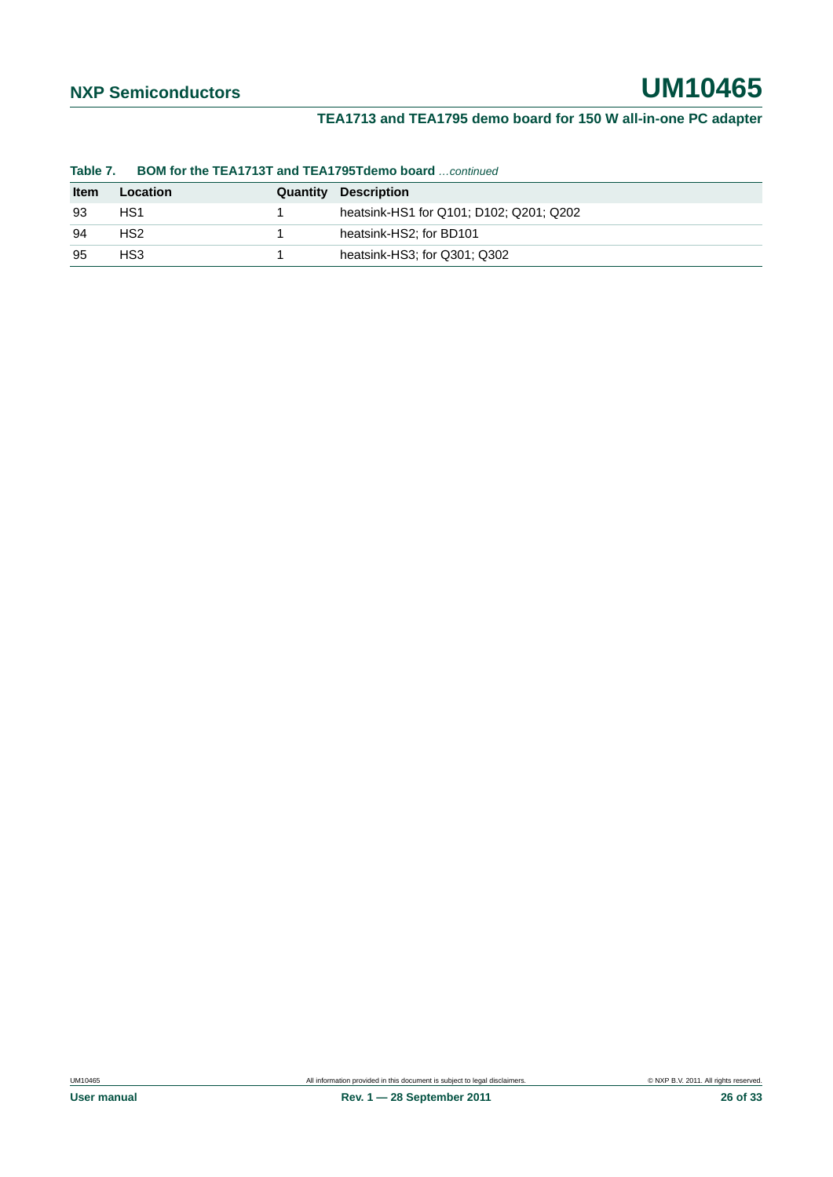**Table 7. BOM for the TEA1713T and TEA1795Tdemo board** *…continued*

| Item | Location | Quantity | Description |
|---|---|---|---|
| 93 | HS1 | 1 | heatsink-HS1 for Q101; D102; Q201; Q202 |
| 94 | HS2 | 1 | heatsink-HS2; for BD101 |
| 95 | HS3 | 1 | heatsink-HS3; for Q301; Q302 |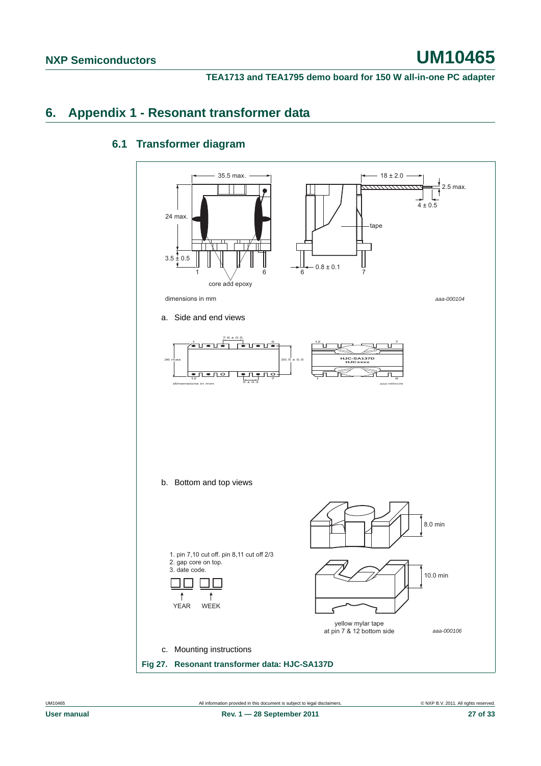# 6. Appendix 1 - Resonant transformer data

## 6.1 Transformer diagram

35.5 max.

24 max.

3.5 ± 0.5

1

6

core add epoxy

18 ± 2.0

2.5 max.

4 ± 0.5

tape

0.8 ± 0.1

6

7

dimensions in mm

aaa-000104

a. Side and end views

7.6 ± 0.5

36 max

30.5 ± 0.5

5 ± 0.3

1

6

12

7

HJC-SA137D
HJCxxxx

dimensions in mm

aaa-000105

b. Bottom and top views

8.0 min

10.0 min

1. pin 7,10 cut off. pin 8,11 cut off 2/3
2. gap core on top.
3. date code.

YEAR WEEK

yellow mylar tape
at pin 7 & 12 bottom side

aaa-000106

c. Mounting instructions

**Fig 27. Resonant transformer data: HJC-SA137D**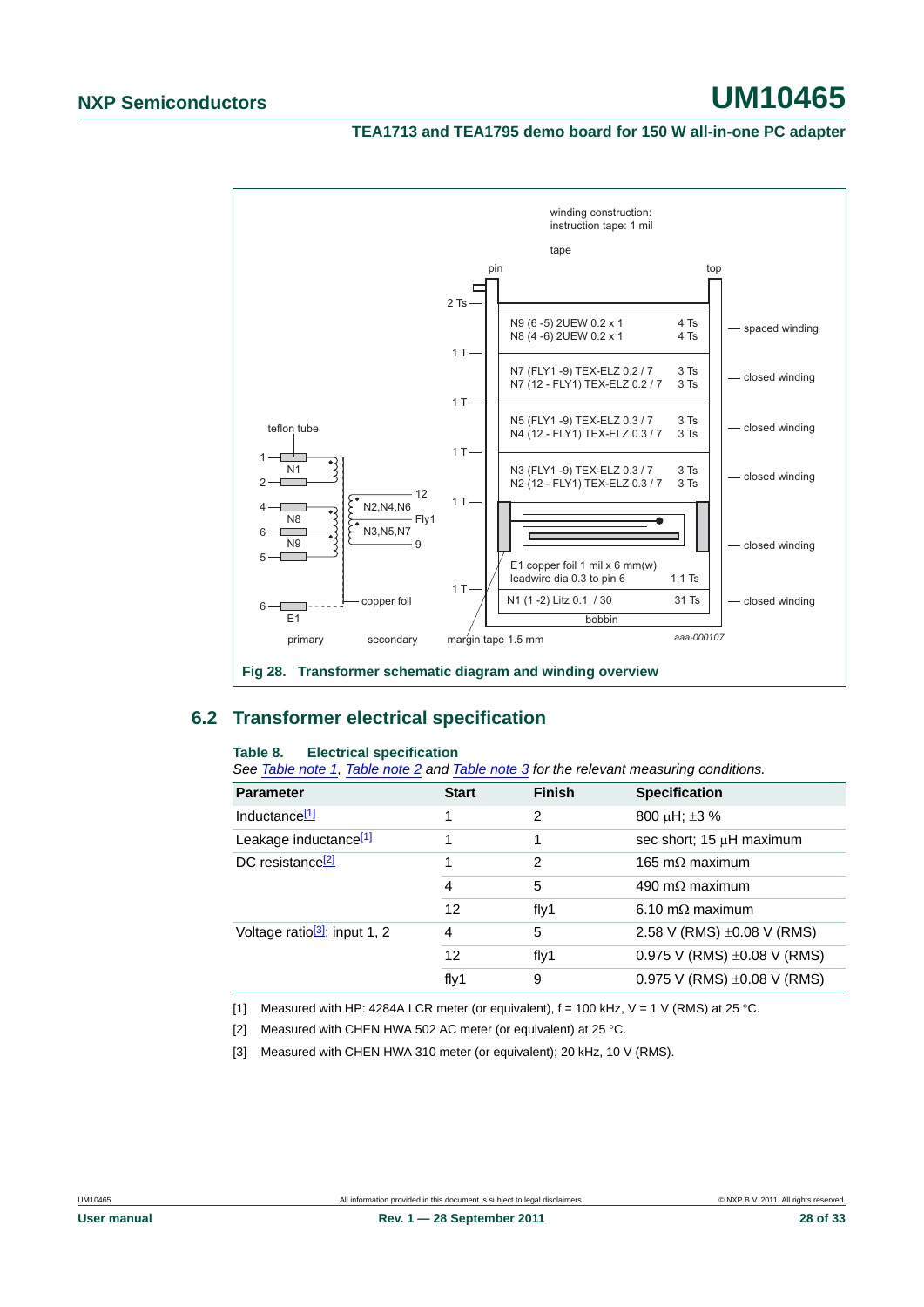winding construction:
instruction tape: 1 mil

tape

pin

top

2 Ts

N9 (6 -5) 2UEW 0.2 x 1 4 Ts
N8 (4 -6) 2UEW 0.2 x 1 4 Ts

spaced winding

1 T

N7 (FLY1 -9) TEX-ELZ 0.2 / 7 3 Ts
N7 (12 - FLY1) TEX-ELZ 0.2 / 7 3 Ts

closed winding

1 T

N5 (FLY1 -9) TEX-ELZ 0.3 / 7 3 Ts
N4 (12 - FLY1) TEX-ELZ 0.3 / 7 3 Ts

closed winding

1 T

N3 (FLY1 -9) TEX-ELZ 0.3 / 7 3 Ts
N2 (12 - FLY1) TEX-ELZ 0.3 / 7 3 Ts

closed winding

1 T

E1 copper foil 1 mil x 6 mm(w)
leadwire dia 0.3 to pin 6 1.1 Ts

closed winding

1 T

N1 (1 -2) Litz 0.1 / 30 31 Ts

closed winding

bobbin

teflon tube

1 N1 2

4 N8 6 N9 5

12 N2,N4,N6 Fly1 N3,N5,N7 9

6 E1

copper foil

primary

secondary

margin tape 1.5 mm

aaa-000107

**Fig 28. Transformer schematic diagram and winding overview**

## 6.2 Transformer electrical specification

**Table 8. Electrical specification**

*See Table note 1, Table note 2 and Table note 3 for the relevant measuring conditions.*

| Parameter | Start | Finish | Specification |
|---|---|---|---|
| Inductance[1] | 1 | 2 | 800 μH; ±3 % |
| Leakage inductance[1] | 1 | 1 | sec short; 15 μH maximum |
| DC resistance[2] | 1 | 2 | 165 mΩ maximum |
| | 4 | 5 | 490 mΩ maximum |
| | 12 | fly1 | 6.10 mΩ maximum |
| Voltage ratio[3]; input 1, 2 | 4 | 5 | 2.58 V (RMS) ±0.08 V (RMS) |
| | 12 | fly1 | 0.975 V (RMS) ±0.08 V (RMS) |
| | fly1 | 9 | 0.975 V (RMS) ±0.08 V (RMS) |

[1] Measured with HP: 4284A LCR meter (or equivalent), f = 100 kHz, V = 1 V (RMS) at 25 °C.

[2] Measured with CHEN HWA 502 AC meter (or equivalent) at 25 °C.

[3] Measured with CHEN HWA 310 meter (or equivalent); 20 kHz, 10 V (RMS).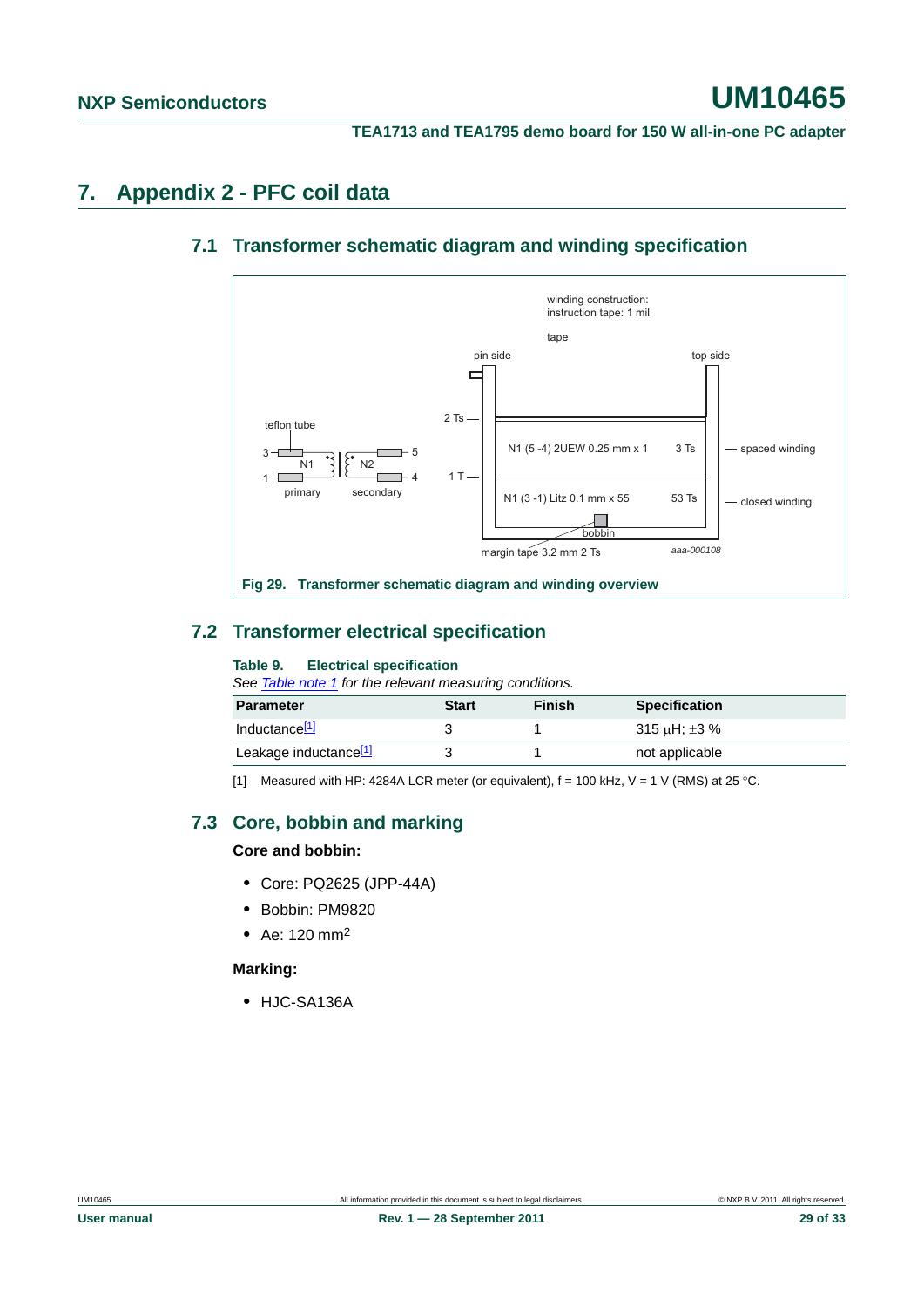# 7. Appendix 2 - PFC coil data

## 7.1 Transformer schematic diagram and winding specification

winding construction:
instruction tape: 1 mil

tape

pin side

top side

teflon tube

2 Ts

1 T

3

1

N1

N2

5

4

primary

secondary

N1 (5 -4) 2UEW 0.25 mm x 1

3 Ts

spaced winding

N1 (3 -1) Litz 0.1 mm x 55

53 Ts

closed winding

bobbin

margin tape 3.2 mm 2 Ts

aaa-000108

**Fig 29. Transformer schematic diagram and winding overview**

## 7.2 Transformer electrical specification

**Table 9. Electrical specification**

*See Table note 1 for the relevant measuring conditions.*

| Parameter | Start | Finish | Specification |
|---|---|---|---|
| Inductance[1] | 3 | 1 | 315 μH; ±3 % |
| Leakage inductance[1] | 3 | 1 | not applicable |

[1] Measured with HP: 4284A LCR meter (or equivalent), f = 100 kHz, V = 1 V (RMS) at 25 °C.

## 7.3 Core, bobbin and marking

**Core and bobbin:**

- Core: PQ2625 (JPP-44A)
- Bobbin: PM9820
- Ae: 120 $mm^2$

**Marking:**

- HJC-SA136A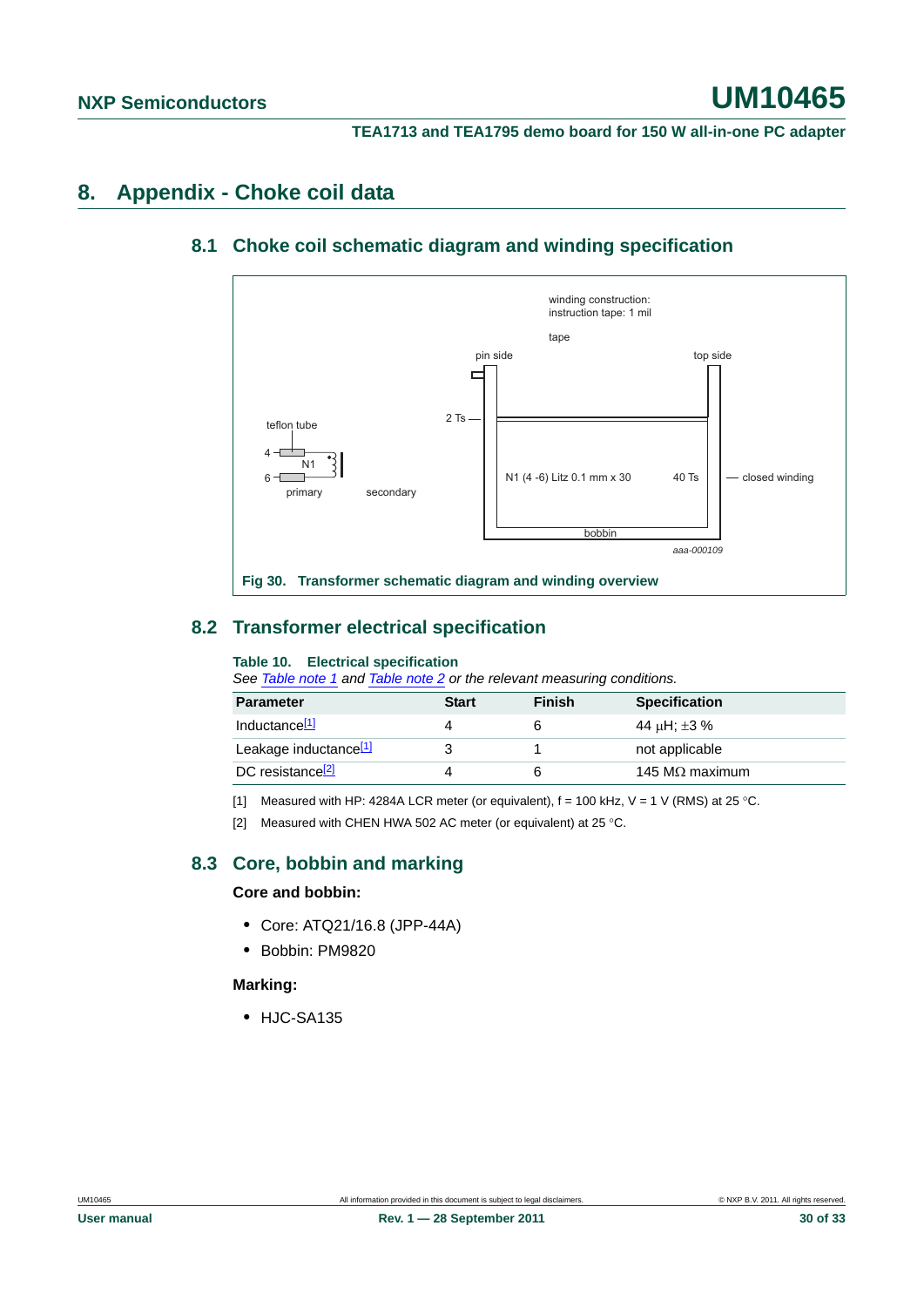# 8. Appendix - Choke coil data

## 8.1 Choke coil schematic diagram and winding specification

winding construction:
instruction tape: 1 mil

tape

pin side

top side

2 Ts

teflon tube

4

N1

6

primary

secondary

N1 (4 -6) Litz 0.1 mm x 30

40 Ts

closed winding

bobbin

aaa-000109

**Fig 30. Transformer schematic diagram and winding overview**

## 8.2 Transformer electrical specification

**Table 10. Electrical specification**

*See Table note 1 and Table note 2 or the relevant measuring conditions.*

| Parameter | Start | Finish | Specification |
|---|---|---|---|
| Inductance[1] | 4 | 6 | 44 μH; ±3 % |
| Leakage inductance[1] | 3 | 1 | not applicable |
| DC resistance[2] | 4 | 6 | 145 MΩ maximum |

[1] Measured with HP: 4284A LCR meter (or equivalent), f = 100 kHz, V = 1 V (RMS) at 25 °C.

[2] Measured with CHEN HWA 502 AC meter (or equivalent) at 25 °C.

## 8.3 Core, bobbin and marking

**Core and bobbin:**

- Core: ATQ21/16.8 (JPP-44A)
- Bobbin: PM9820

**Marking:**

- HJC-SA135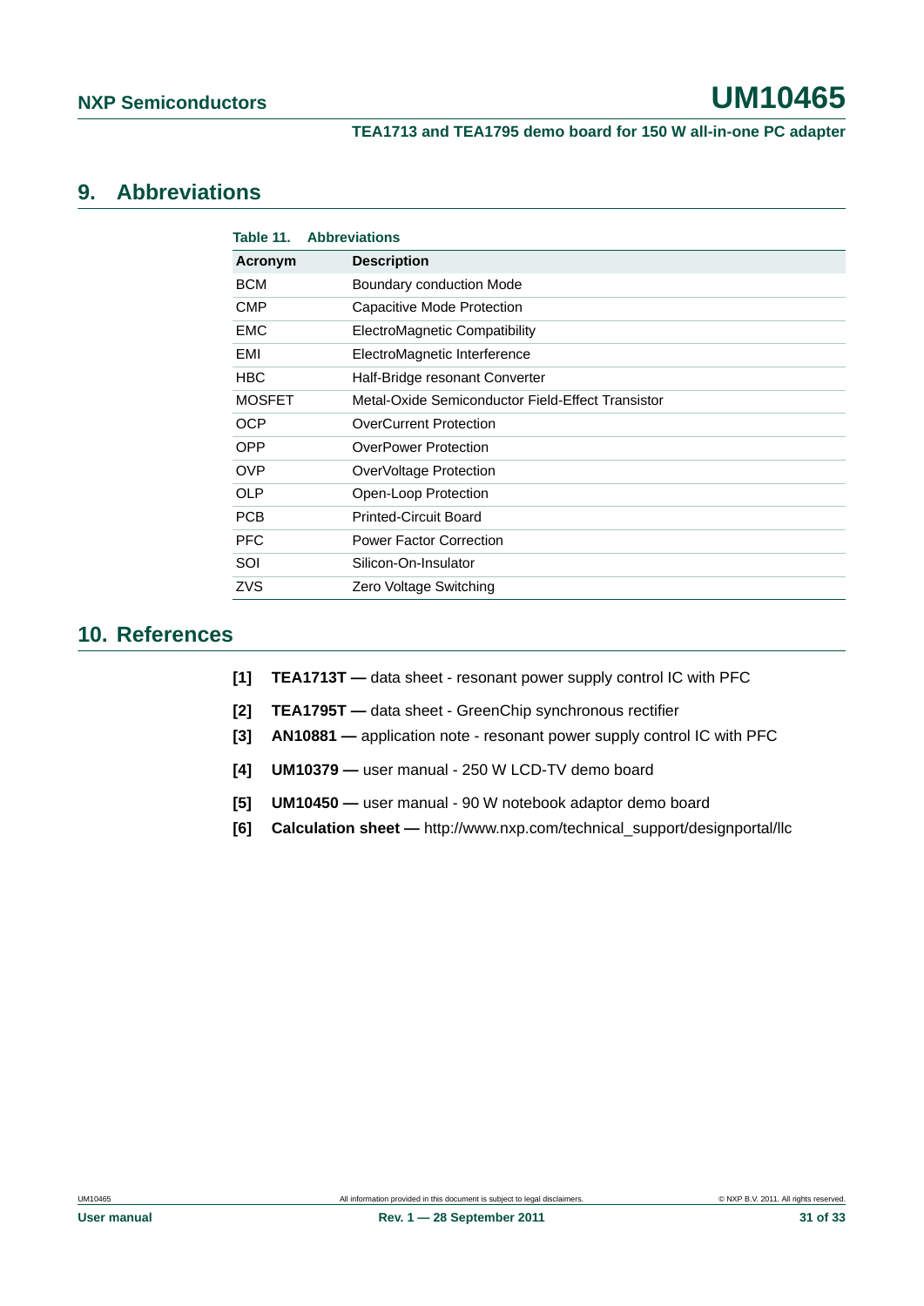## 9. Abbreviations

**Table 11. Abbreviations**

| Acronym | Description |
|---|---|
| BCM | Boundary conduction Mode |
| CMP | Capacitive Mode Protection |
| EMC | ElectroMagnetic Compatibility |
| EMI | ElectroMagnetic Interference |
| HBC | Half-Bridge resonant Converter |
| MOSFET | Metal-Oxide Semiconductor Field-Effect Transistor |
| OCP | OverCurrent Protection |
| OPP | OverPower Protection |
| OVP | OverVoltage Protection |
| OLP | Open-Loop Protection |
| PCB | Printed-Circuit Board |
| PFC | Power Factor Correction |
| SOI | Silicon-On-Insulator |
| ZVS | Zero Voltage Switching |

## 10. References

[1] **TEA1713T —** data sheet - resonant power supply control IC with PFC

[2] **TEA1795T —** data sheet - GreenChip synchronous rectifier

[3] **AN10881 —** application note - resonant power supply control IC with PFC

[4] **UM10379 —** user manual - 250 W LCD-TV demo board

[5] **UM10450 —** user manual - 90 W notebook adaptor demo board

[6] **Calculation sheet —** http://www.nxp.com/technical_support/designportal/llc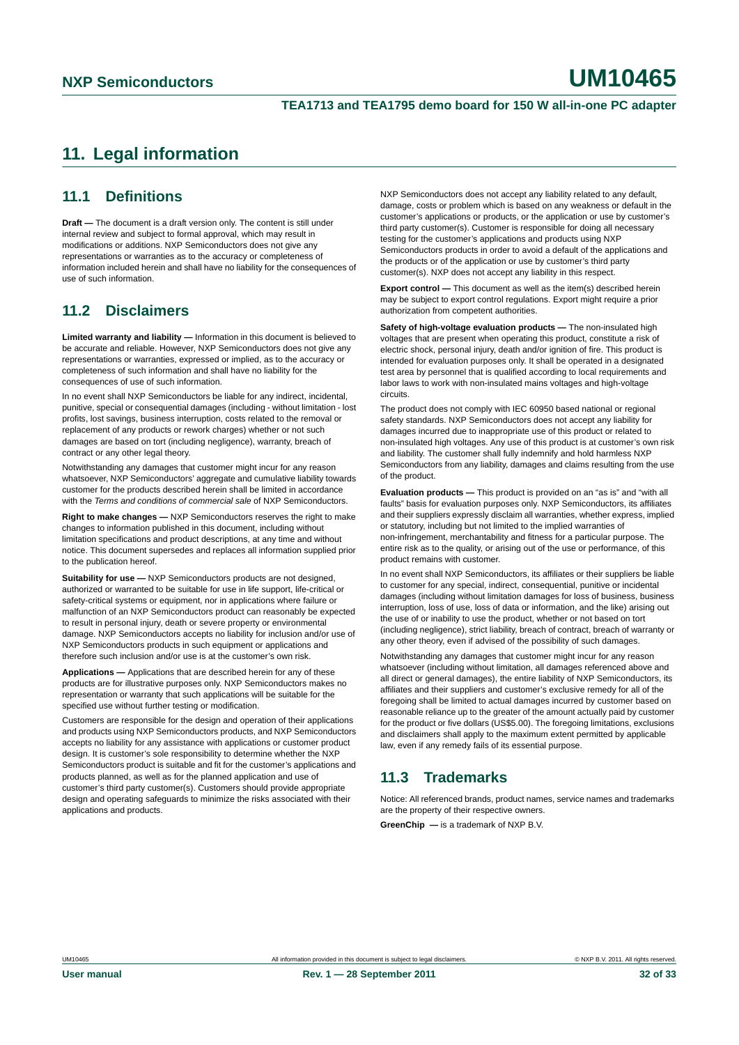# 11. Legal information

## 11.1 Definitions

**Draft —** The document is a draft version only. The content is still under internal review and subject to formal approval, which may result in modifications or additions. NXP Semiconductors does not give any representations or warranties as to the accuracy or completeness of information included herein and shall have no liability for the consequences of use of such information.

## 11.2 Disclaimers

**Limited warranty and liability —** Information in this document is believed to be accurate and reliable. However, NXP Semiconductors does not give any representations or warranties, expressed or implied, as to the accuracy or completeness of such information and shall have no liability for the consequences of use of such information.

In no event shall NXP Semiconductors be liable for any indirect, incidental, punitive, special or consequential damages (including - without limitation - lost profits, lost savings, business interruption, costs related to the removal or replacement of any products or rework charges) whether or not such damages are based on tort (including negligence), warranty, breach of contract or any other legal theory.

Notwithstanding any damages that customer might incur for any reason whatsoever, NXP Semiconductors' aggregate and cumulative liability towards customer for the products described herein shall be limited in accordance with the *Terms and conditions of commercial sale* of NXP Semiconductors.

**Right to make changes —** NXP Semiconductors reserves the right to make changes to information published in this document, including without limitation specifications and product descriptions, at any time and without notice. This document supersedes and replaces all information supplied prior to the publication hereof.

**Suitability for use —** NXP Semiconductors products are not designed, authorized or warranted to be suitable for use in life support, life-critical or safety-critical systems or equipment, nor in applications where failure or malfunction of an NXP Semiconductors product can reasonably be expected to result in personal injury, death or severe property or environmental damage. NXP Semiconductors accepts no liability for inclusion and/or use of NXP Semiconductors products in such equipment or applications and therefore such inclusion and/or use is at the customer's own risk.

**Applications —** Applications that are described herein for any of these products are for illustrative purposes only. NXP Semiconductors makes no representation or warranty that such applications will be suitable for the specified use without further testing or modification.

Customers are responsible for the design and operation of their applications and products using NXP Semiconductors products, and NXP Semiconductors accepts no liability for any assistance with applications or customer product design. It is customer's sole responsibility to determine whether the NXP Semiconductors product is suitable and fit for the customer's applications and products planned, as well as for the planned application and use of customer's third party customer(s). Customers should provide appropriate design and operating safeguards to minimize the risks associated with their applications and products.

NXP Semiconductors does not accept any liability related to any default, damage, costs or problem which is based on any weakness or default in the customer's applications or products, or the application or use by customer's third party customer(s). Customer is responsible for doing all necessary testing for the customer's applications and products using NXP Semiconductors products in order to avoid a default of the applications and the products or of the application or use by customer's third party customer(s). NXP does not accept any liability in this respect.

**Export control —** This document as well as the item(s) described herein may be subject to export control regulations. Export might require a prior authorization from competent authorities.

**Safety of high-voltage evaluation products —** The non-insulated high voltages that are present when operating this product, constitute a risk of electric shock, personal injury, death and/or ignition of fire. This product is intended for evaluation purposes only. It shall be operated in a designated test area by personnel that is qualified according to local requirements and labor laws to work with non-insulated mains voltages and high-voltage circuits.

The product does not comply with IEC 60950 based national or regional safety standards. NXP Semiconductors does not accept any liability for damages incurred due to inappropriate use of this product or related to non-insulated high voltages. Any use of this product is at customer's own risk and liability. The customer shall fully indemnify and hold harmless NXP Semiconductors from any liability, damages and claims resulting from the use of the product.

**Evaluation products —** This product is provided on an "as is" and "with all faults" basis for evaluation purposes only. NXP Semiconductors, its affiliates and their suppliers expressly disclaim all warranties, whether express, implied or statutory, including but not limited to the implied warranties of non-infringement, merchantability and fitness for a particular purpose. The entire risk as to the quality, or arising out of the use or performance, of this product remains with customer.

In no event shall NXP Semiconductors, its affiliates or their suppliers be liable to customer for any special, indirect, consequential, punitive or incidental damages (including without limitation damages for loss of business, business interruption, loss of use, loss of data or information, and the like) arising out the use of or inability to use the product, whether or not based on tort (including negligence), strict liability, breach of contract, breach of warranty or any other theory, even if advised of the possibility of such damages.

Notwithstanding any damages that customer might incur for any reason whatsoever (including without limitation, all damages referenced above and all direct or general damages), the entire liability of NXP Semiconductors, its affiliates and their suppliers and customer's exclusive remedy for all of the foregoing shall be limited to actual damages incurred by customer based on reasonable reliance up to the greater of the amount actually paid by customer for the product or five dollars (US$5.00). The foregoing limitations, exclusions and disclaimers shall apply to the maximum extent permitted by applicable law, even if any remedy fails of its essential purpose.

## 11.3 Trademarks

Notice: All referenced brands, product names, service names and trademarks are the property of their respective owners.

**GreenChip —** is a trademark of NXP B.V.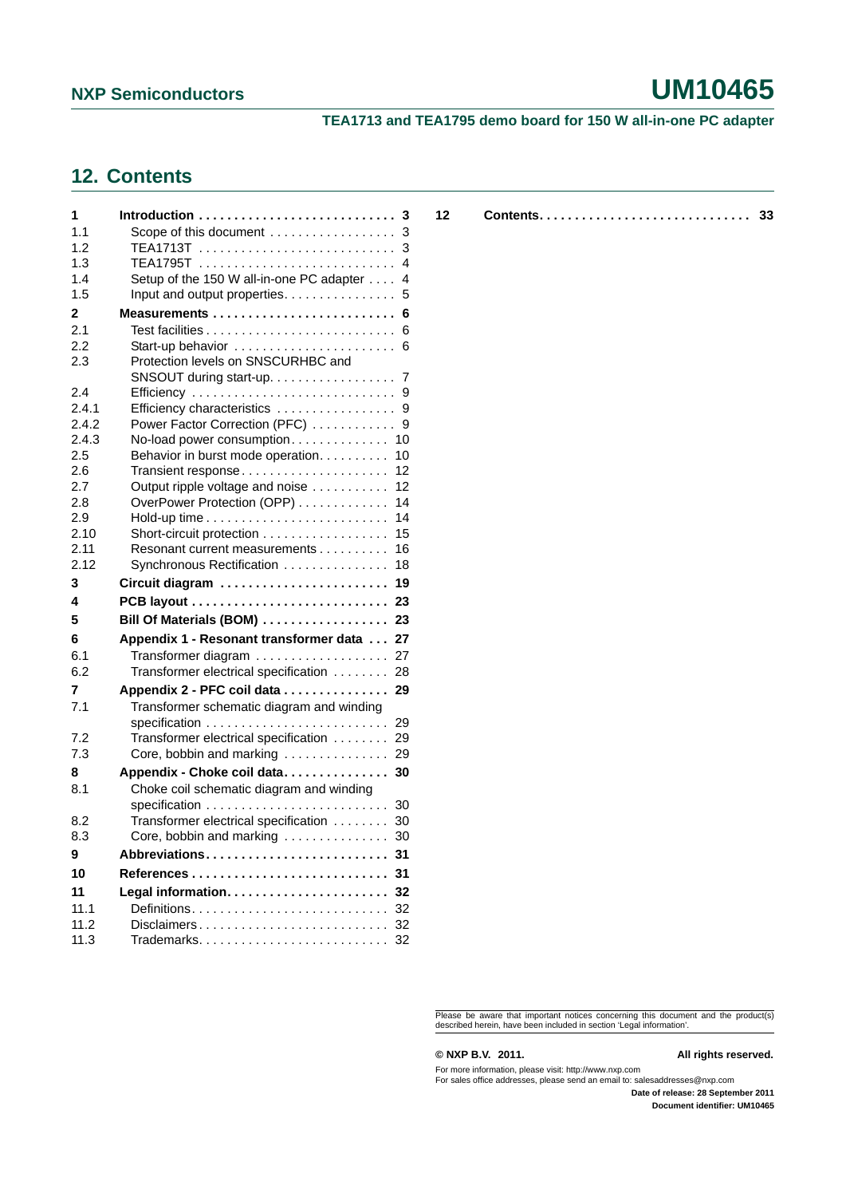## 12. Contents

| | | |
|---|---|---|
| **1** | **Introduction** | **3** |
| 1.1 | Scope of this document | 3 |
| 1.2 | TEA1713T | 3 |
| 1.3 | TEA1795T | 4 |
| 1.4 | Setup of the 150 W all-in-one PC adapter | 4 |
| 1.5 | Input and output properties | 5 |
| **2** | **Measurements** | **6** |
| 2.1 | Test facilities | 6 |
| 2.2 | Start-up behavior | 6 |
| 2.3 | Protection levels on SNSCURHBC and SNSOUT during start-up | 7 |
| 2.4 | Efficiency | 9 |
| 2.4.1 | Efficiency characteristics | 9 |
| 2.4.2 | Power Factor Correction (PFC) | 9 |
| 2.4.3 | No-load power consumption | 10 |
| 2.5 | Behavior in burst mode operation | 10 |
| 2.6 | Transient response | 12 |
| 2.7 | Output ripple voltage and noise | 12 |
| 2.8 | OverPower Protection (OPP) | 14 |
| 2.9 | Hold-up time | 14 |
| 2.10 | Short-circuit protection | 15 |
| 2.11 | Resonant current measurements | 16 |
| 2.12 | Synchronous Rectification | 18 |
| **3** | **Circuit diagram** | **19** |
| **4** | **PCB layout** | **23** |
| **5** | **Bill Of Materials (BOM)** | **23** |
| **6** | **Appendix 1 - Resonant transformer data** | **27** |
| 6.1 | Transformer diagram | 27 |
| 6.2 | Transformer electrical specification | 28 |
| **7** | **Appendix 2 - PFC coil data** | **29** |
| 7.1 | Transformer schematic diagram and winding specification | 29 |
| 7.2 | Transformer electrical specification | 29 |
| 7.3 | Core, bobbin and marking | 29 |
| **8** | **Appendix - Choke coil data** | **30** |
| 8.1 | Choke coil schematic diagram and winding specification | 30 |
| 8.2 | Transformer electrical specification | 30 |
| 8.3 | Core, bobbin and marking | 30 |
| **9** | **Abbreviations** | **31** |
| **10** | **References** | **31** |
| **11** | **Legal information** | **32** |
| 11.1 | Definitions | 32 |
| 11.2 | Disclaimers | 32 |
| 11.3 | Trademarks | 32 |
| **12** | **Contents** | **33** |

Please be aware that important notices concerning this document and the product(s) described herein, have been included in section 'Legal information'.

**© NXP B.V. 2011.** **All rights reserved.**

For more information, please visit: http://www.nxp.com
For sales office addresses, please send an email to: salesaddresses@nxp.com

**Date of release: 28 September 2011**
**Document identifier: UM10465**